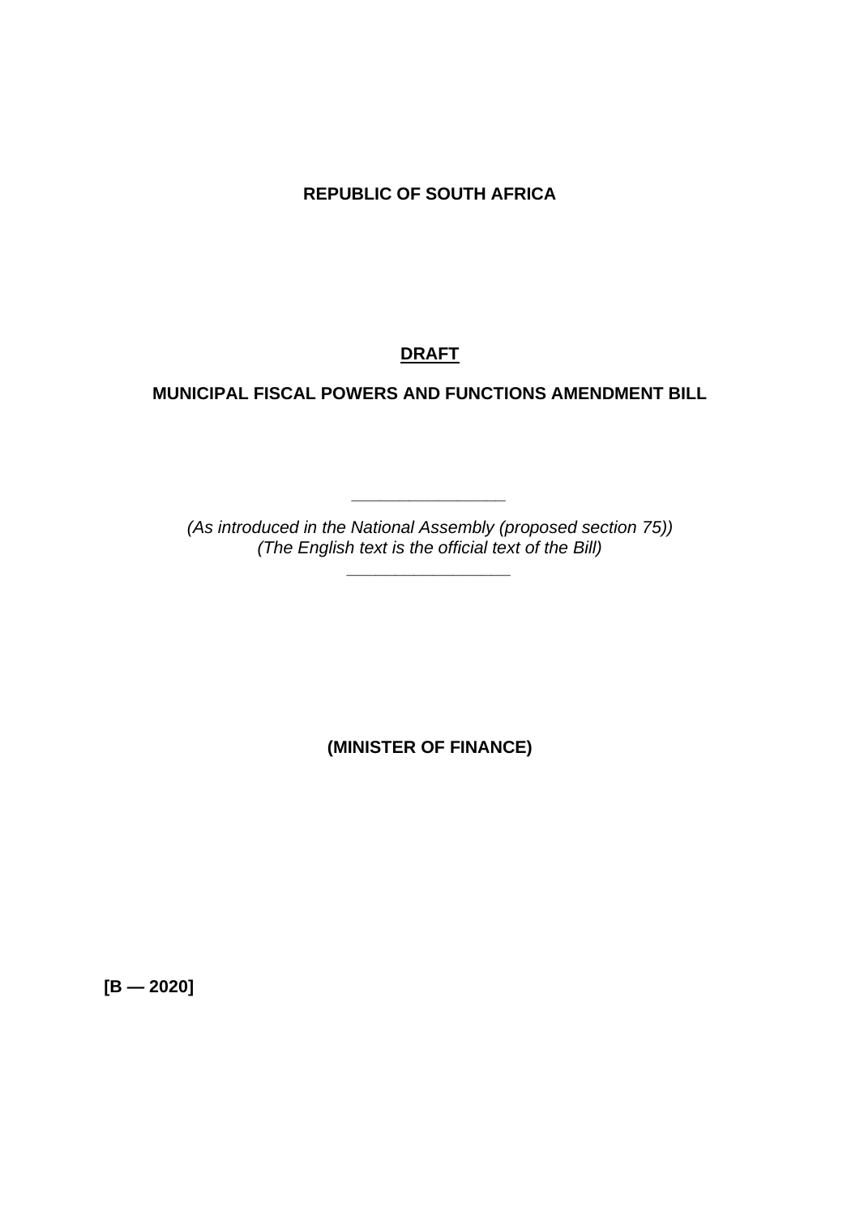**REPUBLIC OF SOUTH AFRICA**

**DRAFT**

**MUNICIPAL FISCAL POWERS AND FUNCTIONS AMENDMENT BILL**

---

*(As introduced in the National Assembly (proposed section 75))*
*(The English text is the official text of the Bill)*

---

**(MINISTER OF FINANCE)**

**[B — 2020]**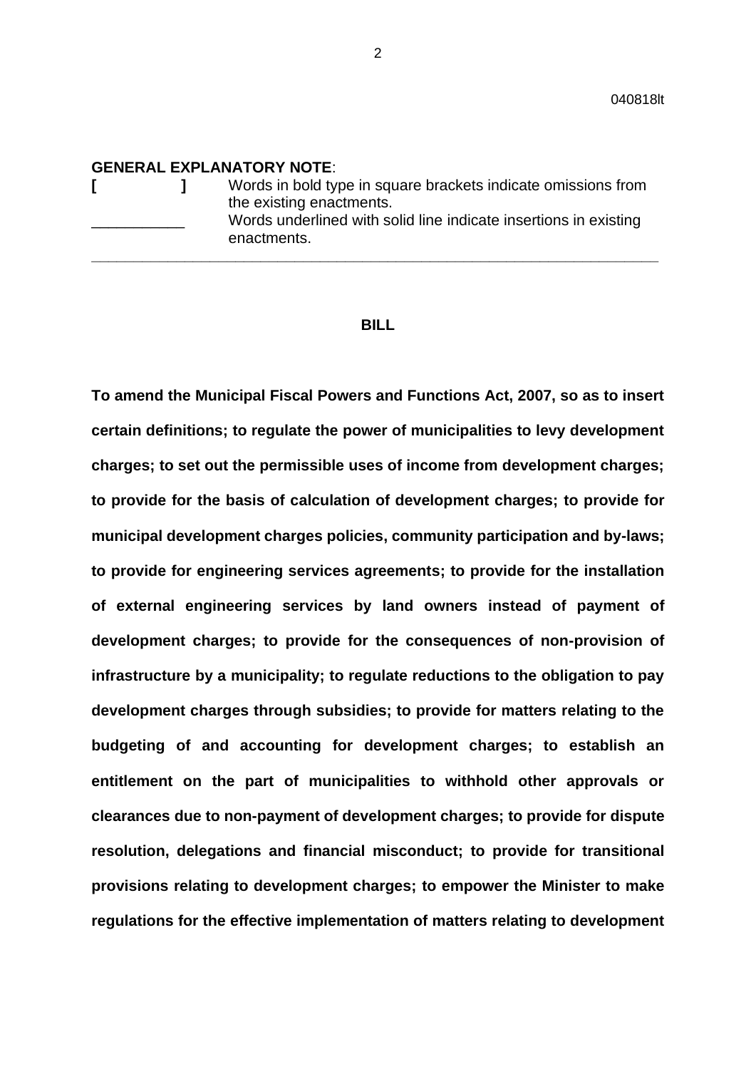040818lt

**GENERAL EXPLANATORY NOTE**:

| | |
|---|---|
| **[ ]** | Words in bold type in square brackets indicate omissions from the existing enactments. |
| \_\_\_\_\_\_\_\_\_\_\_ | Words underlined with solid line indicate insertions in existing enactments. |

---

**BILL**

**To amend the Municipal Fiscal Powers and Functions Act, 2007, so as to insert certain definitions; to regulate the power of municipalities to levy development charges; to set out the permissible uses of income from development charges; to provide for the basis of calculation of development charges; to provide for municipal development charges policies, community participation and by-laws; to provide for engineering services agreements; to provide for the installation of external engineering services by land owners instead of payment of development charges; to provide for the consequences of non-provision of infrastructure by a municipality; to regulate reductions to the obligation to pay development charges through subsidies; to provide for matters relating to the budgeting of and accounting for development charges; to establish an entitlement on the part of municipalities to withhold other approvals or clearances due to non-payment of development charges; to provide for dispute resolution, delegations and financial misconduct; to provide for transitional provisions relating to development charges; to empower the Minister to make regulations for the effective implementation of matters relating to development**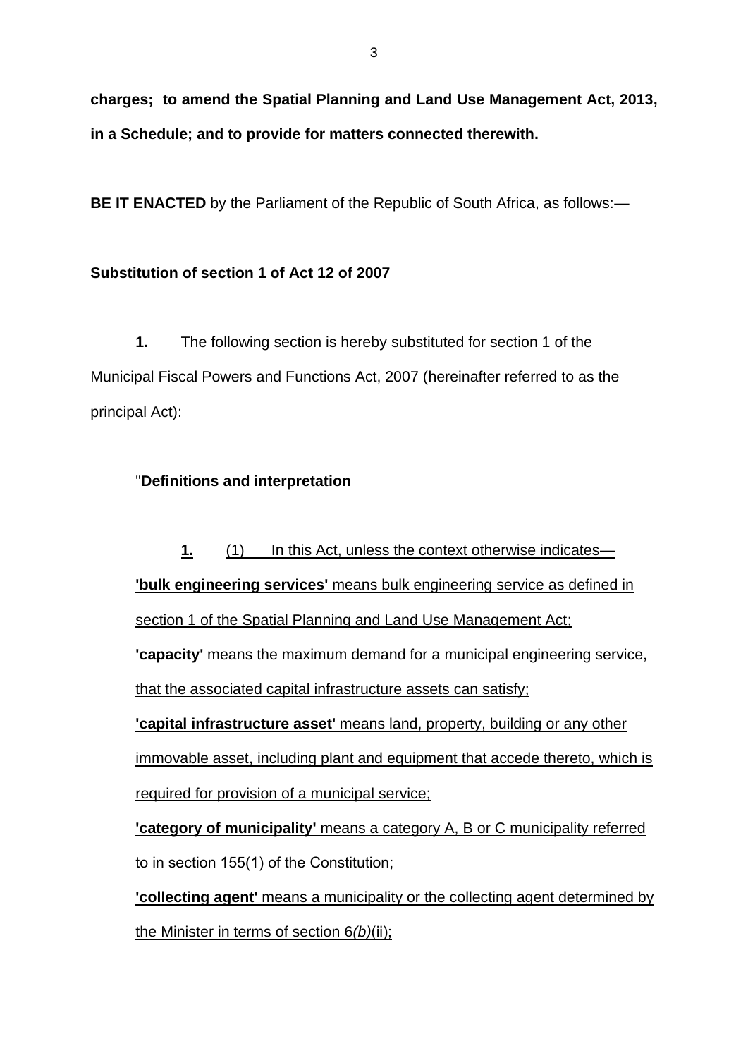**charges; to amend the Spatial Planning and Land Use Management Act, 2013, in a Schedule; and to provide for matters connected therewith.**

**BE IT ENACTED** by the Parliament of the Republic of South Africa, as follows:—

**Substitution of section 1 of Act 12 of 2007**

**1.** The following section is hereby substituted for section 1 of the Municipal Fiscal Powers and Functions Act, 2007 (hereinafter referred to as the principal Act):

"**Definitions and interpretation**

<u>**1.** (1) In this Act, unless the context otherwise indicates—</u>

<u>**'bulk engineering services'** means bulk engineering service as defined in section 1 of the Spatial Planning and Land Use Management Act;</u>

<u>**'capacity'** means the maximum demand for a municipal engineering service, that the associated capital infrastructure assets can satisfy;</u>

<u>**'capital infrastructure asset'** means land, property, building or any other immovable asset, including plant and equipment that accede thereto, which is required for provision of a municipal service;</u>

<u>**'category of municipality'** means a category A, B or C municipality referred to in section 155(1) of the Constitution;</u>

<u>**'collecting agent'** means a municipality or the collecting agent determined by the Minister in terms of section 6*(b)*(ii);</u>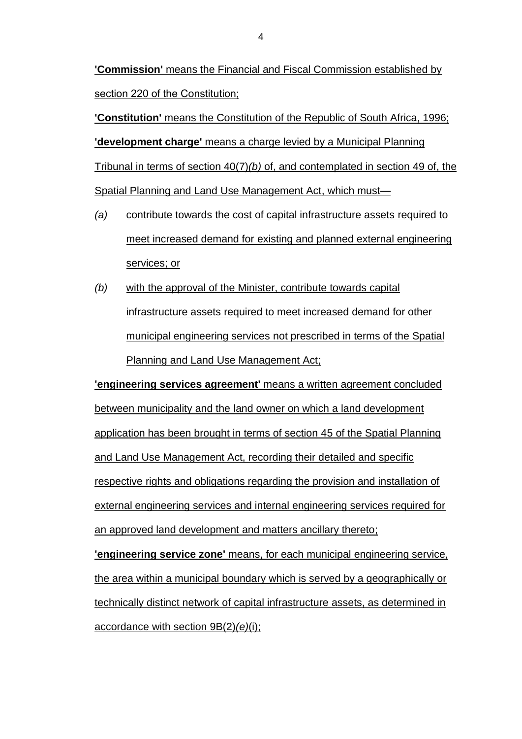**'Commission'** means the Financial and Fiscal Commission established by section 220 of the Constitution;

**'Constitution'** means the Constitution of the Republic of South Africa, 1996;

**'development charge'** means a charge levied by a Municipal Planning Tribunal in terms of section 40(7)*(b)* of, and contemplated in section 49 of, the Spatial Planning and Land Use Management Act, which must—

*(a)* contribute towards the cost of capital infrastructure assets required to meet increased demand for existing and planned external engineering services; or

*(b)* with the approval of the Minister, contribute towards capital infrastructure assets required to meet increased demand for other municipal engineering services not prescribed in terms of the Spatial Planning and Land Use Management Act;

**'engineering services agreement'** means a written agreement concluded between municipality and the land owner on which a land development application has been brought in terms of section 45 of the Spatial Planning and Land Use Management Act, recording their detailed and specific respective rights and obligations regarding the provision and installation of external engineering services and internal engineering services required for an approved land development and matters ancillary thereto;

**'engineering service zone'** means, for each municipal engineering service, the area within a municipal boundary which is served by a geographically or technically distinct network of capital infrastructure assets, as determined in accordance with section 9B(2)*(e)*(i);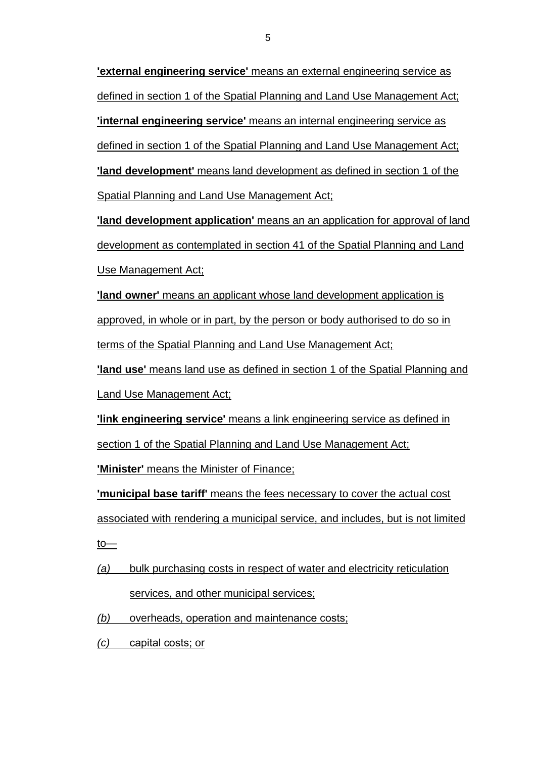**'external engineering service'** means an external engineering service as defined in section 1 of the Spatial Planning and Land Use Management Act;

**'internal engineering service'** means an internal engineering service as defined in section 1 of the Spatial Planning and Land Use Management Act;

**'land development'** means land development as defined in section 1 of the Spatial Planning and Land Use Management Act;

**'land development application'** means an an application for approval of land development as contemplated in section 41 of the Spatial Planning and Land Use Management Act;

**'land owner'** means an applicant whose land development application is approved, in whole or in part, by the person or body authorised to do so in terms of the Spatial Planning and Land Use Management Act;

**'land use'** means land use as defined in section 1 of the Spatial Planning and Land Use Management Act;

**'link engineering service'** means a link engineering service as defined in section 1 of the Spatial Planning and Land Use Management Act;

**'Minister'** means the Minister of Finance;

**'municipal base tariff'** means the fees necessary to cover the actual cost associated with rendering a municipal service, and includes, but is not limited to—

*(a)* bulk purchasing costs in respect of water and electricity reticulation services, and other municipal services;

*(b)* overheads, operation and maintenance costs;

*(c)* capital costs; or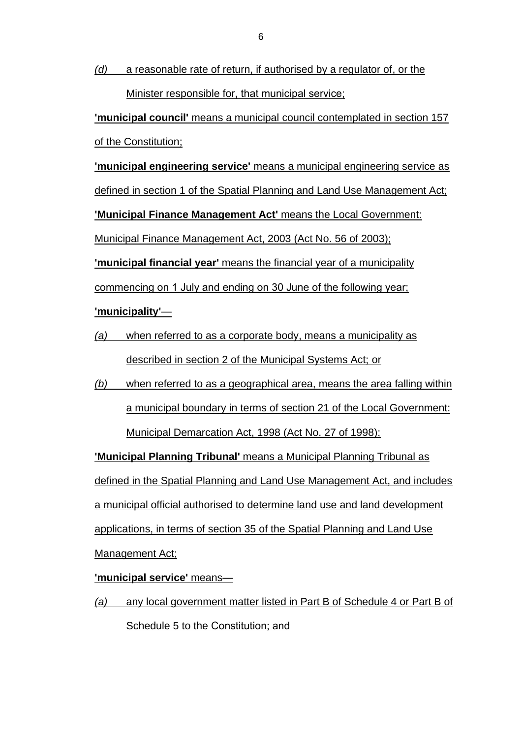*(d)* a reasonable rate of return, if authorised by a regulator of, or the Minister responsible for, that municipal service;

**'municipal council'** means a municipal council contemplated in section 157 of the Constitution;

**'municipal engineering service'** means a municipal engineering service as defined in section 1 of the Spatial Planning and Land Use Management Act;

**'Municipal Finance Management Act'** means the Local Government: Municipal Finance Management Act, 2003 (Act No. 56 of 2003);

**'municipal financial year'** means the financial year of a municipality commencing on 1 July and ending on 30 June of the following year;

**'municipality'**—

*(a)* when referred to as a corporate body, means a municipality as described in section 2 of the Municipal Systems Act; or

*(b)* when referred to as a geographical area, means the area falling within a municipal boundary in terms of section 21 of the Local Government: Municipal Demarcation Act, 1998 (Act No. 27 of 1998);

**'Municipal Planning Tribunal'** means a Municipal Planning Tribunal as defined in the Spatial Planning and Land Use Management Act, and includes a municipal official authorised to determine land use and land development applications, in terms of section 35 of the Spatial Planning and Land Use Management Act;

**'municipal service'** means—

*(a)* any local government matter listed in Part B of Schedule 4 or Part B of Schedule 5 to the Constitution; and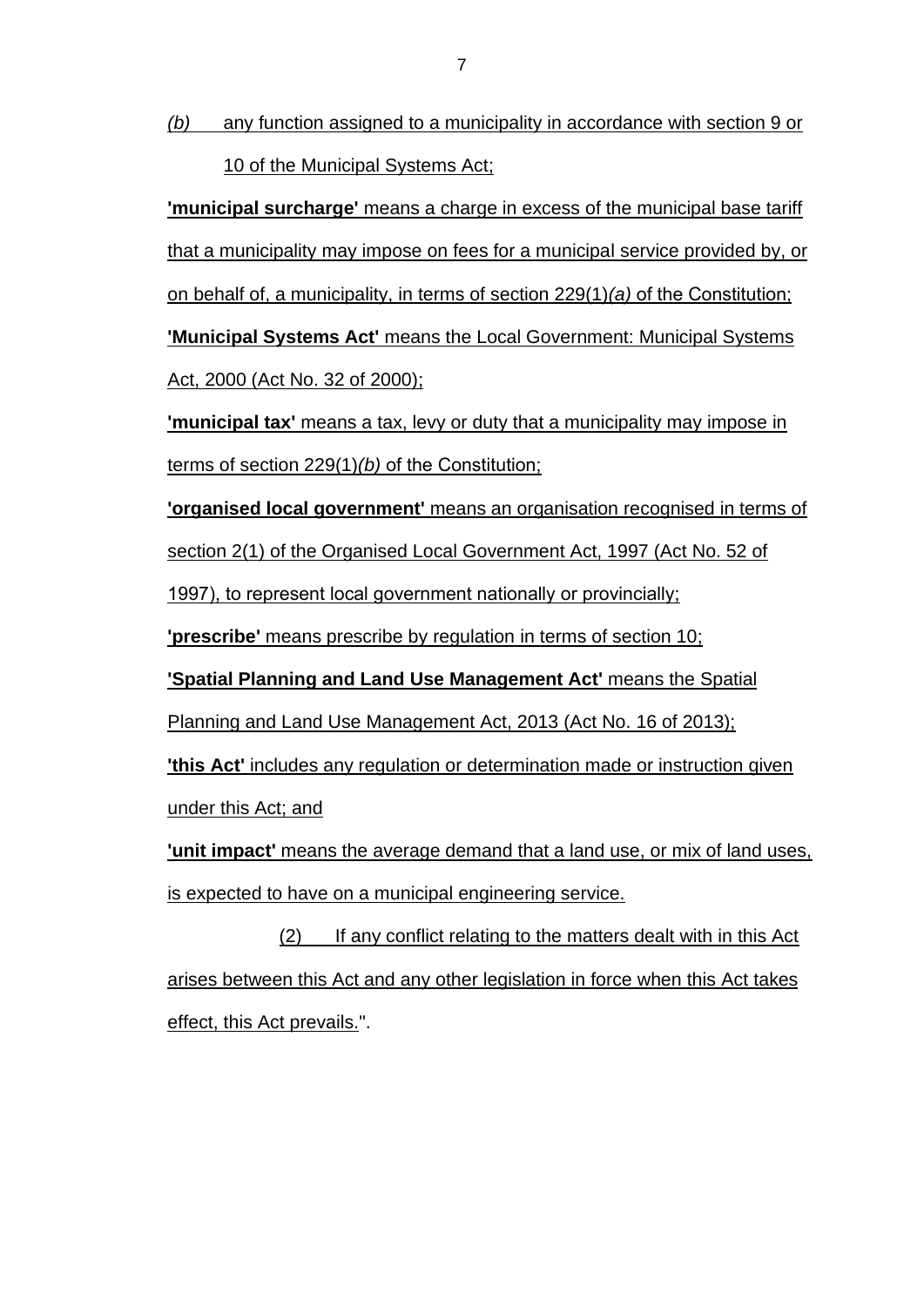*(b)* any function assigned to a municipality in accordance with section 9 or 10 of the Municipal Systems Act;

**'municipal surcharge'** means a charge in excess of the municipal base tariff that a municipality may impose on fees for a municipal service provided by, or on behalf of, a municipality, in terms of section 229(1)*(a)* of the Constitution;

**'Municipal Systems Act'** means the Local Government: Municipal Systems Act, 2000 (Act No. 32 of 2000);

**'municipal tax'** means a tax, levy or duty that a municipality may impose in terms of section 229(1)*(b)* of the Constitution;

**'organised local government'** means an organisation recognised in terms of section 2(1) of the Organised Local Government Act, 1997 (Act No. 52 of 1997), to represent local government nationally or provincially;

**'prescribe'** means prescribe by regulation in terms of section 10;

**'Spatial Planning and Land Use Management Act'** means the Spatial Planning and Land Use Management Act, 2013 (Act No. 16 of 2013);

**'this Act'** includes any regulation or determination made or instruction given under this Act; and

**'unit impact'** means the average demand that a land use, or mix of land uses, is expected to have on a municipal engineering service.

(2) If any conflict relating to the matters dealt with in this Act arises between this Act and any other legislation in force when this Act takes effect, this Act prevails.".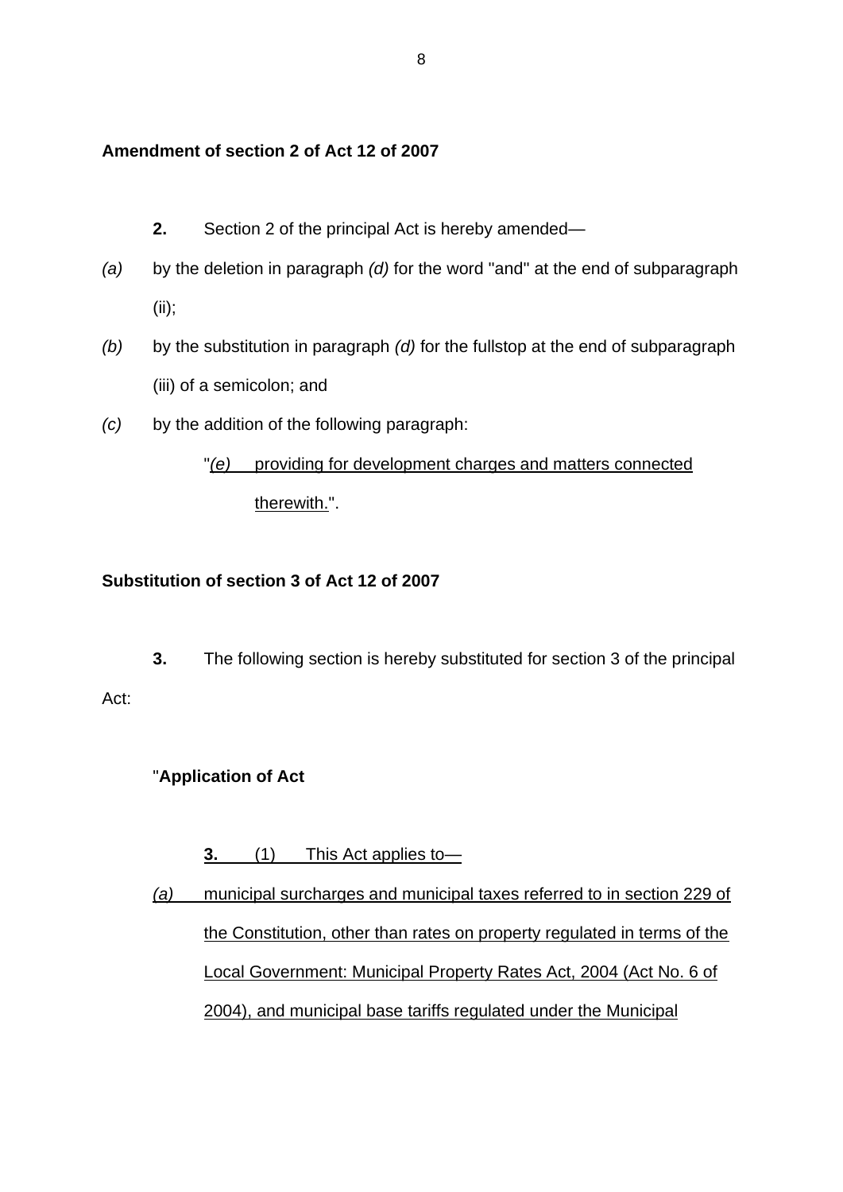**Amendment of section 2 of Act 12 of 2007**

**2.** Section 2 of the principal Act is hereby amended—

*(a)* by the deletion in paragraph *(d)* for the word "and" at the end of subparagraph (ii);

*(b)* by the substitution in paragraph *(d)* for the fullstop at the end of subparagraph (iii) of a semicolon; and

*(c)* by the addition of the following paragraph:

"*(e)* providing for development charges and matters connected therewith.".

**Substitution of section 3 of Act 12 of 2007**

**3.** The following section is hereby substituted for section 3 of the principal Act:

"**Application of Act**

**3.** (1) This Act applies to—

*(a)* municipal surcharges and municipal taxes referred to in section 229 of the Constitution, other than rates on property regulated in terms of the Local Government: Municipal Property Rates Act, 2004 (Act No. 6 of 2004), and municipal base tariffs regulated under the Municipal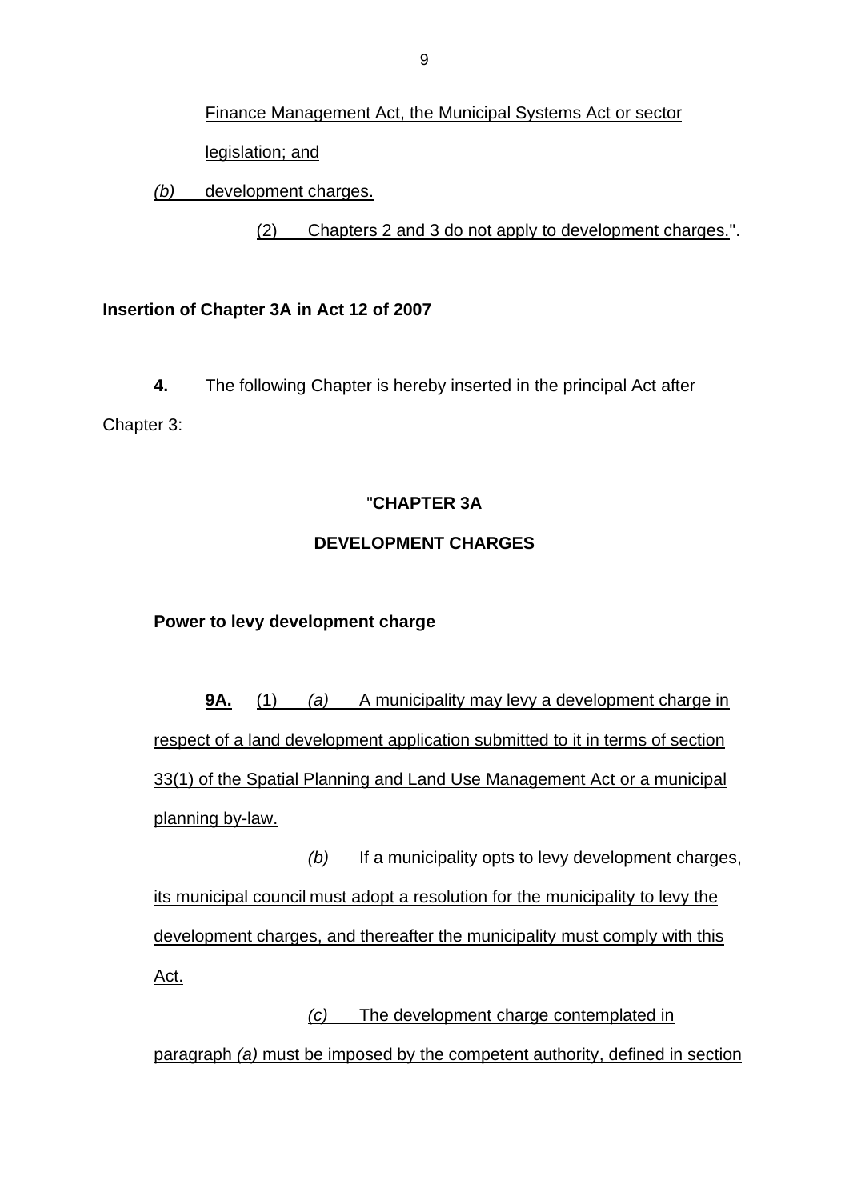Finance Management Act, the Municipal Systems Act or sector legislation; and

*(b)* development charges.

(2) Chapters 2 and 3 do not apply to development charges.".

**Insertion of Chapter 3A in Act 12 of 2007**

**4.** The following Chapter is hereby inserted in the principal Act after Chapter 3:

"**CHAPTER 3A**

**DEVELOPMENT CHARGES**

**Power to levy development charge**

**9A.** (1) *(a)* A municipality may levy a development charge in respect of a land development application submitted to it in terms of section 33(1) of the Spatial Planning and Land Use Management Act or a municipal planning by-law.

*(b)* If a municipality opts to levy development charges, its municipal council must adopt a resolution for the municipality to levy the development charges, and thereafter the municipality must comply with this Act.

*(c)* The development charge contemplated in paragraph *(a)* must be imposed by the competent authority, defined in section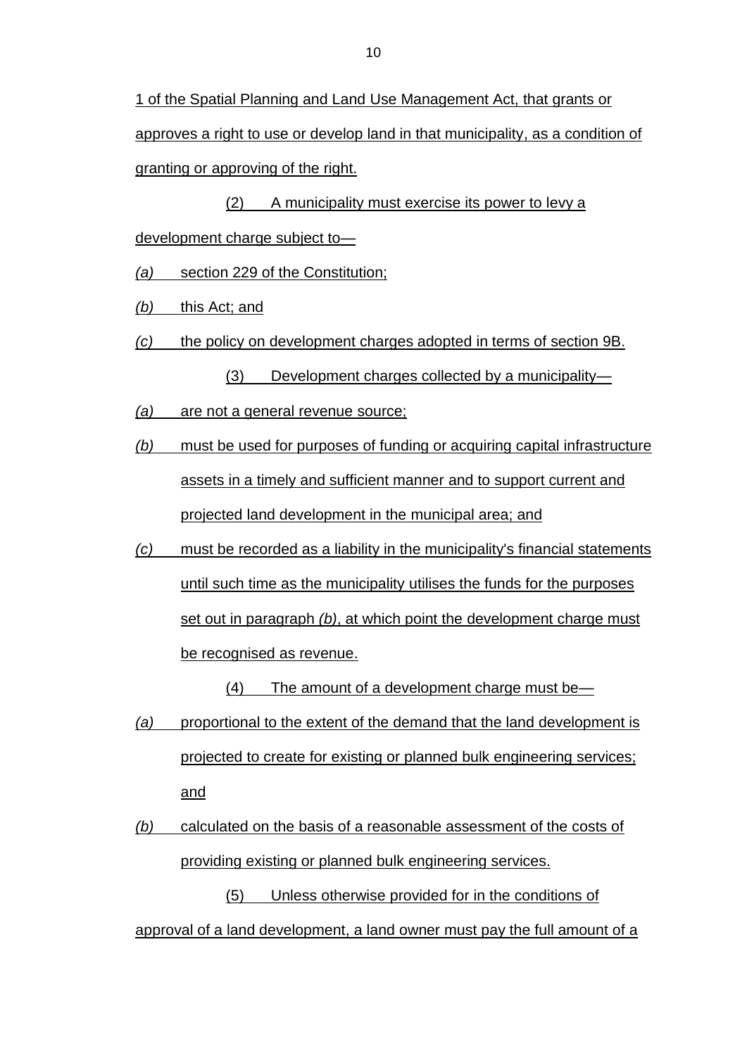1 of the Spatial Planning and Land Use Management Act, that grants or approves a right to use or develop land in that municipality, as a condition of granting or approving of the right.

(2) A municipality must exercise its power to levy a development charge subject to—

*(a)* section 229 of the Constitution;

*(b)* this Act; and

*(c)* the policy on development charges adopted in terms of section 9B.

(3) Development charges collected by a municipality—

*(a)* are not a general revenue source;

*(b)* must be used for purposes of funding or acquiring capital infrastructure assets in a timely and sufficient manner and to support current and projected land development in the municipal area; and

*(c)* must be recorded as a liability in the municipality's financial statements until such time as the municipality utilises the funds for the purposes set out in paragraph *(b)*, at which point the development charge must be recognised as revenue.

(4) The amount of a development charge must be—

*(a)* proportional to the extent of the demand that the land development is projected to create for existing or planned bulk engineering services; and

*(b)* calculated on the basis of a reasonable assessment of the costs of providing existing or planned bulk engineering services.

(5) Unless otherwise provided for in the conditions of approval of a land development, a land owner must pay the full amount of a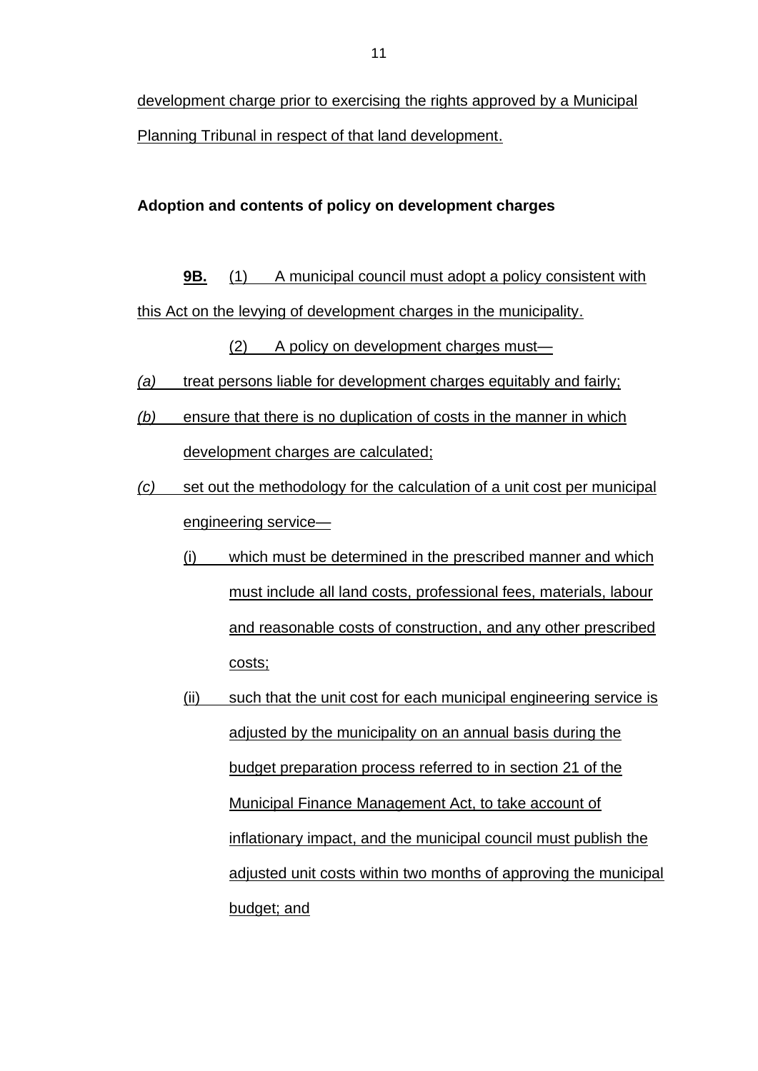development charge prior to exercising the rights approved by a Municipal Planning Tribunal in respect of that land development.

**Adoption and contents of policy on development charges**

**9B.** (1) A municipal council must adopt a policy consistent with this Act on the levying of development charges in the municipality.

(2) A policy on development charges must—

*(a)* treat persons liable for development charges equitably and fairly;

*(b)* ensure that there is no duplication of costs in the manner in which development charges are calculated;

*(c)* set out the methodology for the calculation of a unit cost per municipal engineering service—

(i) which must be determined in the prescribed manner and which must include all land costs, professional fees, materials, labour and reasonable costs of construction, and any other prescribed costs;

(ii) such that the unit cost for each municipal engineering service is adjusted by the municipality on an annual basis during the budget preparation process referred to in section 21 of the Municipal Finance Management Act, to take account of inflationary impact, and the municipal council must publish the adjusted unit costs within two months of approving the municipal budget; and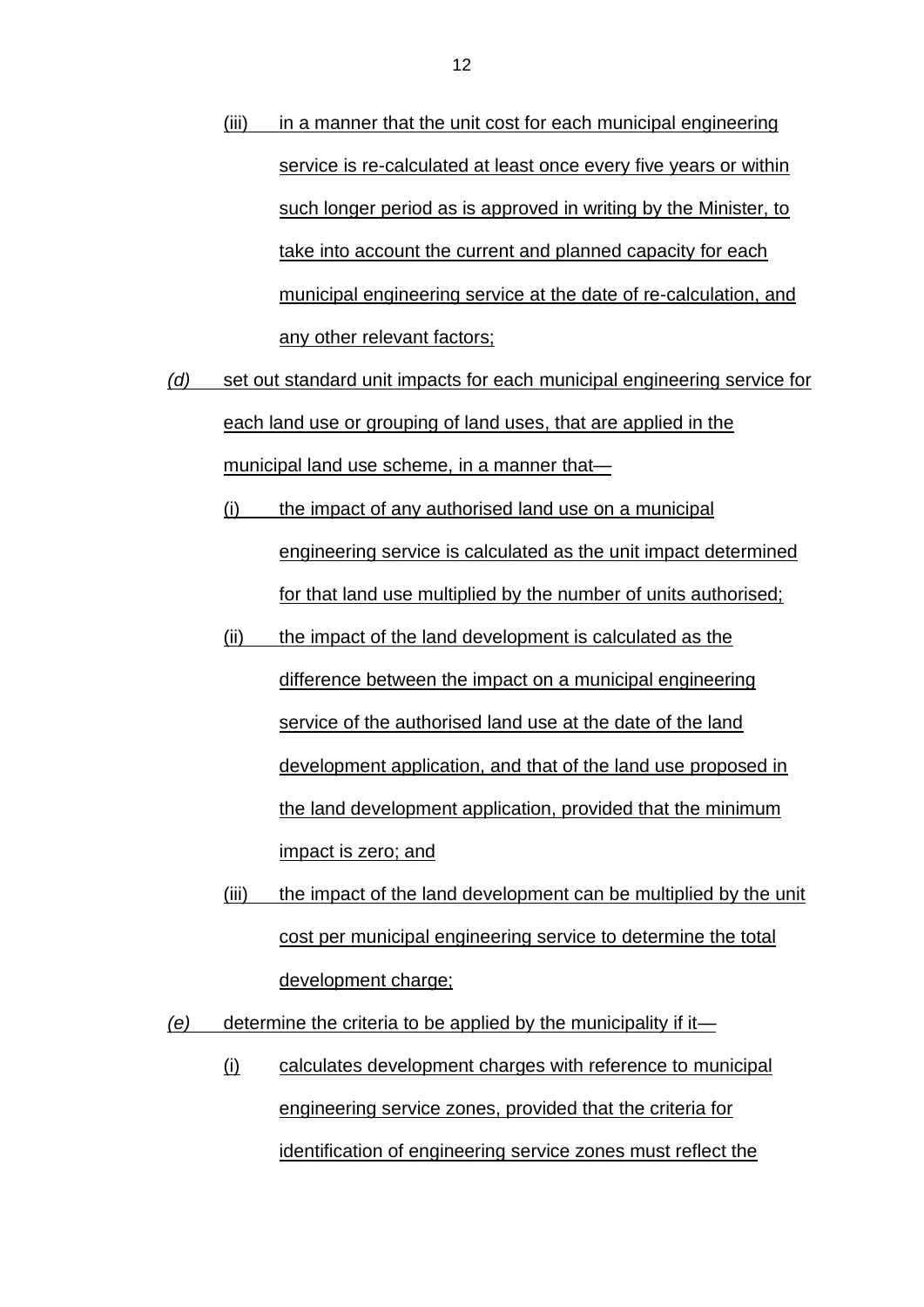(iii) in a manner that the unit cost for each municipal engineering service is re-calculated at least once every five years or within such longer period as is approved in writing by the Minister, to take into account the current and planned capacity for each municipal engineering service at the date of re-calculation, and any other relevant factors;

*(d)* set out standard unit impacts for each municipal engineering service for each land use or grouping of land uses, that are applied in the municipal land use scheme, in a manner that—

(i) the impact of any authorised land use on a municipal engineering service is calculated as the unit impact determined for that land use multiplied by the number of units authorised;

(ii) the impact of the land development is calculated as the difference between the impact on a municipal engineering service of the authorised land use at the date of the land development application, and that of the land use proposed in the land development application, provided that the minimum impact is zero; and

(iii) the impact of the land development can be multiplied by the unit cost per municipal engineering service to determine the total development charge;

*(e)* determine the criteria to be applied by the municipality if it—

(i) calculates development charges with reference to municipal engineering service zones, provided that the criteria for identification of engineering service zones must reflect the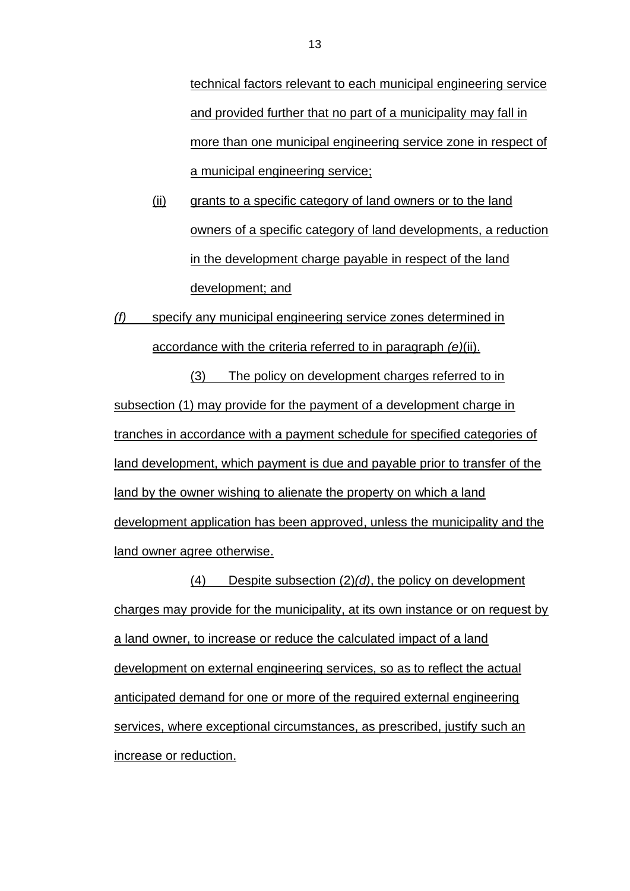technical factors relevant to each municipal engineering service and provided further that no part of a municipality may fall in more than one municipal engineering service zone in respect of a municipal engineering service;

(ii) grants to a specific category of land owners or to the land owners of a specific category of land developments, a reduction in the development charge payable in respect of the land development; and

*(f)* specify any municipal engineering service zones determined in accordance with the criteria referred to in paragraph *(e)*(ii).

(3) The policy on development charges referred to in subsection (1) may provide for the payment of a development charge in tranches in accordance with a payment schedule for specified categories of land development, which payment is due and payable prior to transfer of the land by the owner wishing to alienate the property on which a land development application has been approved, unless the municipality and the land owner agree otherwise.

(4) Despite subsection (2)*(d)*, the policy on development charges may provide for the municipality, at its own instance or on request by a land owner, to increase or reduce the calculated impact of a land development on external engineering services, so as to reflect the actual anticipated demand for one or more of the required external engineering services, where exceptional circumstances, as prescribed, justify such an increase or reduction.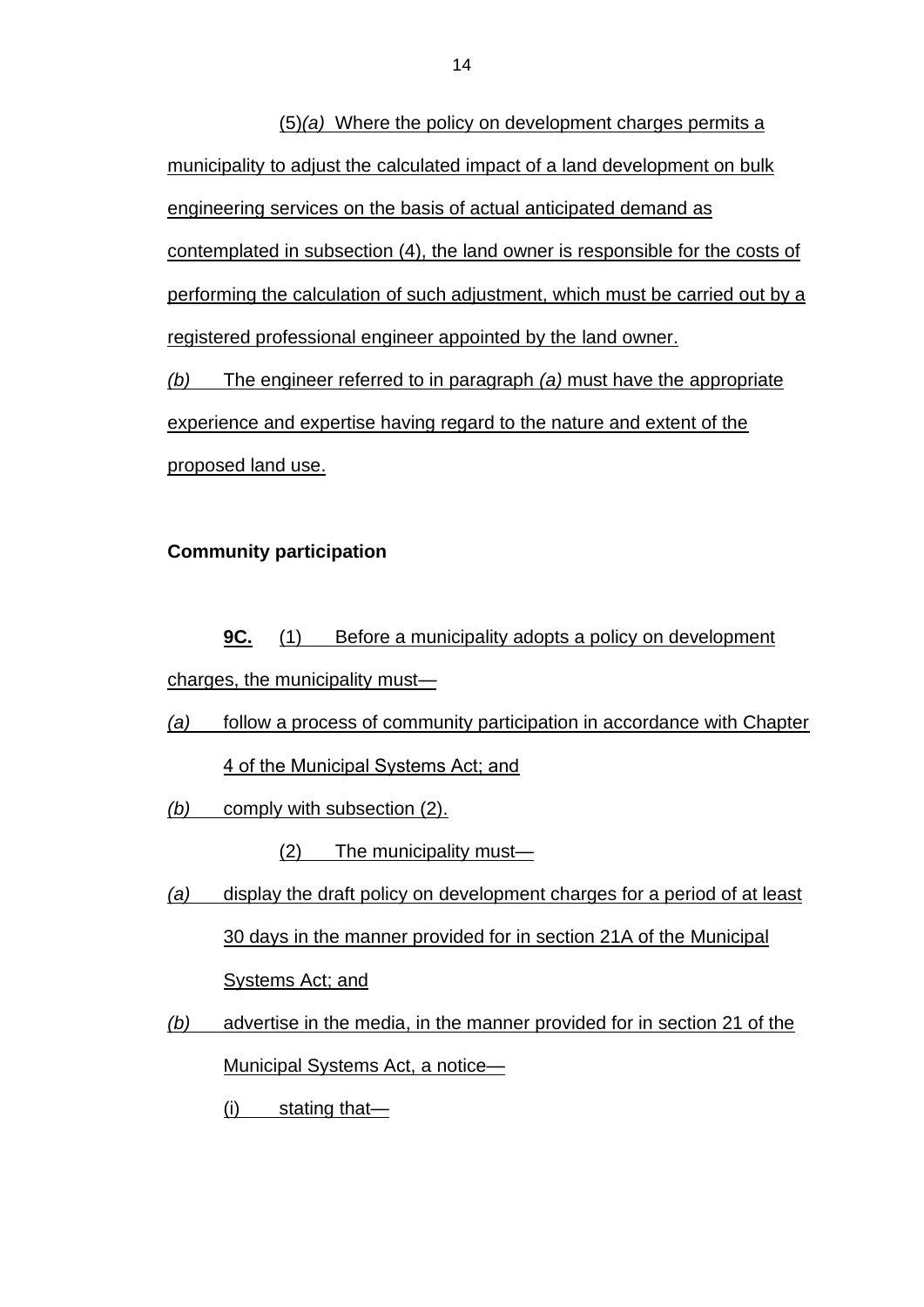(5)*(a)* Where the policy on development charges permits a municipality to adjust the calculated impact of a land development on bulk engineering services on the basis of actual anticipated demand as contemplated in subsection (4), the land owner is responsible for the costs of performing the calculation of such adjustment, which must be carried out by a registered professional engineer appointed by the land owner.

*(b)* The engineer referred to in paragraph *(a)* must have the appropriate experience and expertise having regard to the nature and extent of the proposed land use.

**Community participation**

**9C.** (1) Before a municipality adopts a policy on development charges, the municipality must—

*(a)* follow a process of community participation in accordance with Chapter 4 of the Municipal Systems Act; and

*(b)* comply with subsection (2).

(2) The municipality must—

*(a)* display the draft policy on development charges for a period of at least 30 days in the manner provided for in section 21A of the Municipal Systems Act; and

*(b)* advertise in the media, in the manner provided for in section 21 of the Municipal Systems Act, a notice—

(i) stating that—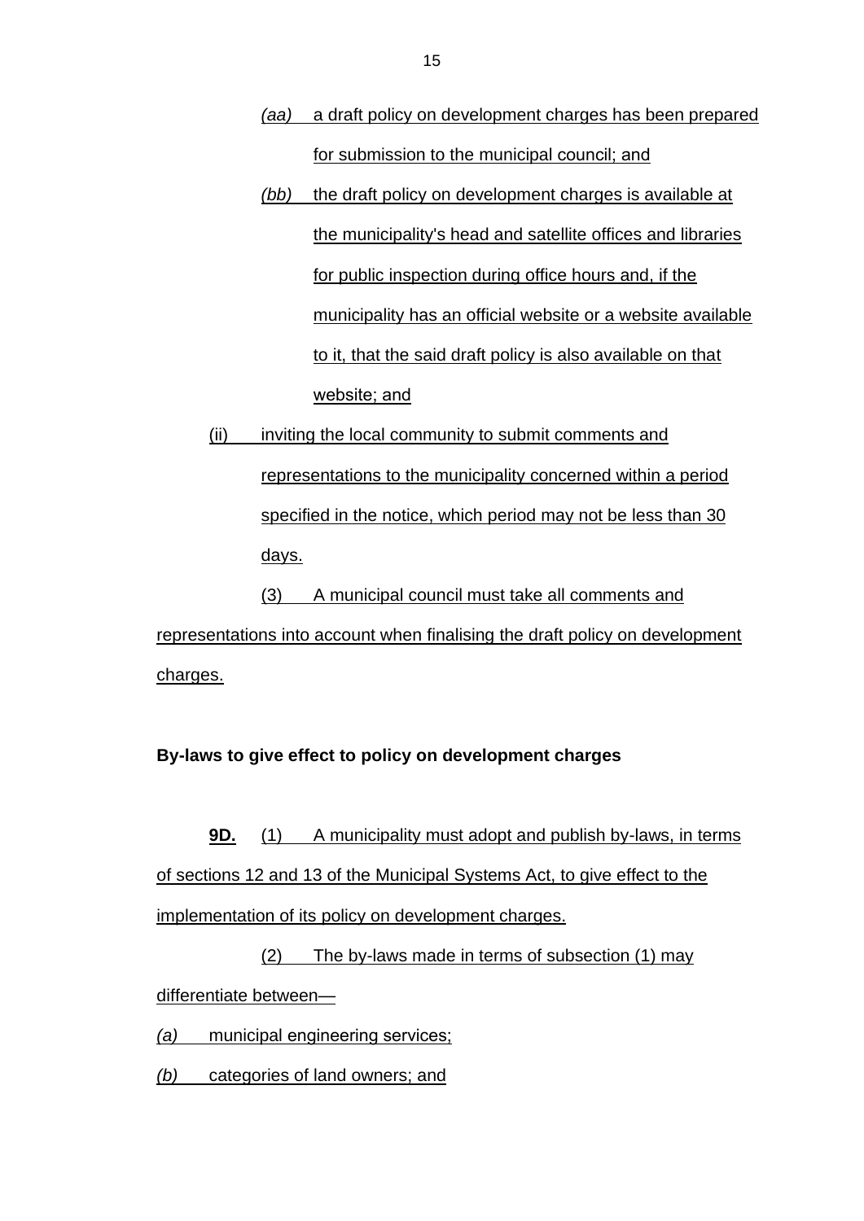*(aa)* a draft policy on development charges has been prepared for submission to the municipal council; and

*(bb)* the draft policy on development charges is available at the municipality's head and satellite offices and libraries for public inspection during office hours and, if the municipality has an official website or a website available to it, that the said draft policy is also available on that website; and

(ii) inviting the local community to submit comments and representations to the municipality concerned within a period specified in the notice, which period may not be less than 30 days.

(3) A municipal council must take all comments and representations into account when finalising the draft policy on development charges.

**By-laws to give effect to policy on development charges**

**9D.** (1) A municipality must adopt and publish by-laws, in terms of sections 12 and 13 of the Municipal Systems Act, to give effect to the implementation of its policy on development charges.

(2) The by-laws made in terms of subsection (1) may differentiate between—

*(a)* municipal engineering services;

*(b)* categories of land owners; and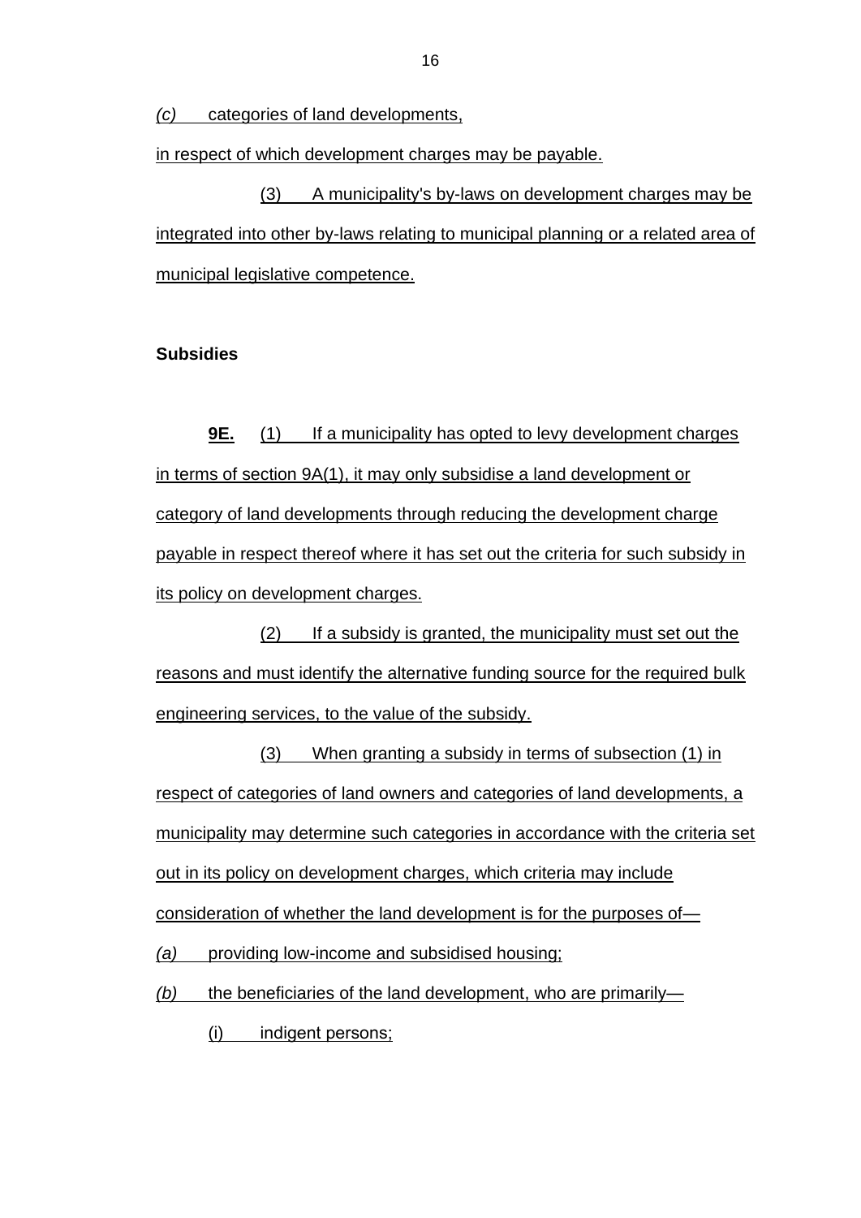*(c)* categories of land developments,

in respect of which development charges may be payable.

(3) A municipality's by-laws on development charges may be integrated into other by-laws relating to municipal planning or a related area of municipal legislative competence.

**Subsidies**

**9E.** (1) If a municipality has opted to levy development charges in terms of section 9A(1), it may only subsidise a land development or category of land developments through reducing the development charge payable in respect thereof where it has set out the criteria for such subsidy in its policy on development charges.

(2) If a subsidy is granted, the municipality must set out the reasons and must identify the alternative funding source for the required bulk engineering services, to the value of the subsidy.

(3) When granting a subsidy in terms of subsection (1) in respect of categories of land owners and categories of land developments, a municipality may determine such categories in accordance with the criteria set out in its policy on development charges, which criteria may include consideration of whether the land development is for the purposes of—

*(a)* providing low-income and subsidised housing;

*(b)* the beneficiaries of the land development, who are primarily—

(i) indigent persons;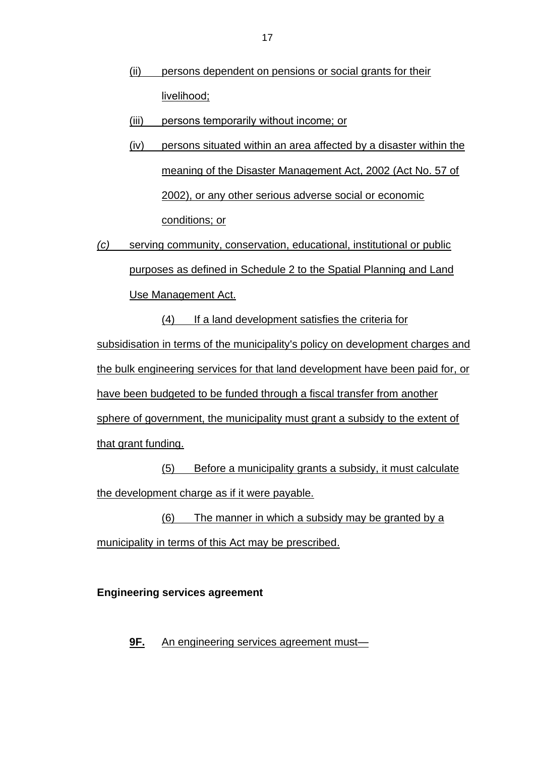(ii) persons dependent on pensions or social grants for their livelihood;

(iii) persons temporarily without income; or

(iv) persons situated within an area affected by a disaster within the meaning of the Disaster Management Act, 2002 (Act No. 57 of 2002), or any other serious adverse social or economic conditions; or

*(c)* serving community, conservation, educational, institutional or public purposes as defined in Schedule 2 to the Spatial Planning and Land Use Management Act.

(4) If a land development satisfies the criteria for subsidisation in terms of the municipality's policy on development charges and the bulk engineering services for that land development have been paid for, or have been budgeted to be funded through a fiscal transfer from another sphere of government, the municipality must grant a subsidy to the extent of that grant funding.

(5) Before a municipality grants a subsidy, it must calculate the development charge as if it were payable.

(6) The manner in which a subsidy may be granted by a municipality in terms of this Act may be prescribed.

**Engineering services agreement**

**9F.** An engineering services agreement must—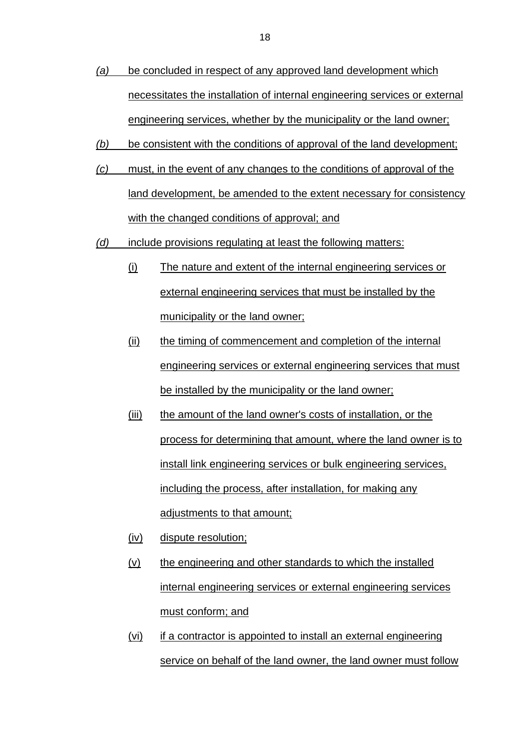*(a)* be concluded in respect of any approved land development which necessitates the installation of internal engineering services or external engineering services, whether by the municipality or the land owner;

*(b)* be consistent with the conditions of approval of the land development;

*(c)* must, in the event of any changes to the conditions of approval of the land development, be amended to the extent necessary for consistency with the changed conditions of approval; and

*(d)* include provisions regulating at least the following matters:

- (i) The nature and extent of the internal engineering services or external engineering services that must be installed by the municipality or the land owner;
- (ii) the timing of commencement and completion of the internal engineering services or external engineering services that must be installed by the municipality or the land owner;
- (iii) the amount of the land owner's costs of installation, or the process for determining that amount, where the land owner is to install link engineering services or bulk engineering services, including the process, after installation, for making any adjustments to that amount;
- (iv) dispute resolution;
- (v) the engineering and other standards to which the installed internal engineering services or external engineering services must conform; and
- (vi) if a contractor is appointed to install an external engineering service on behalf of the land owner, the land owner must follow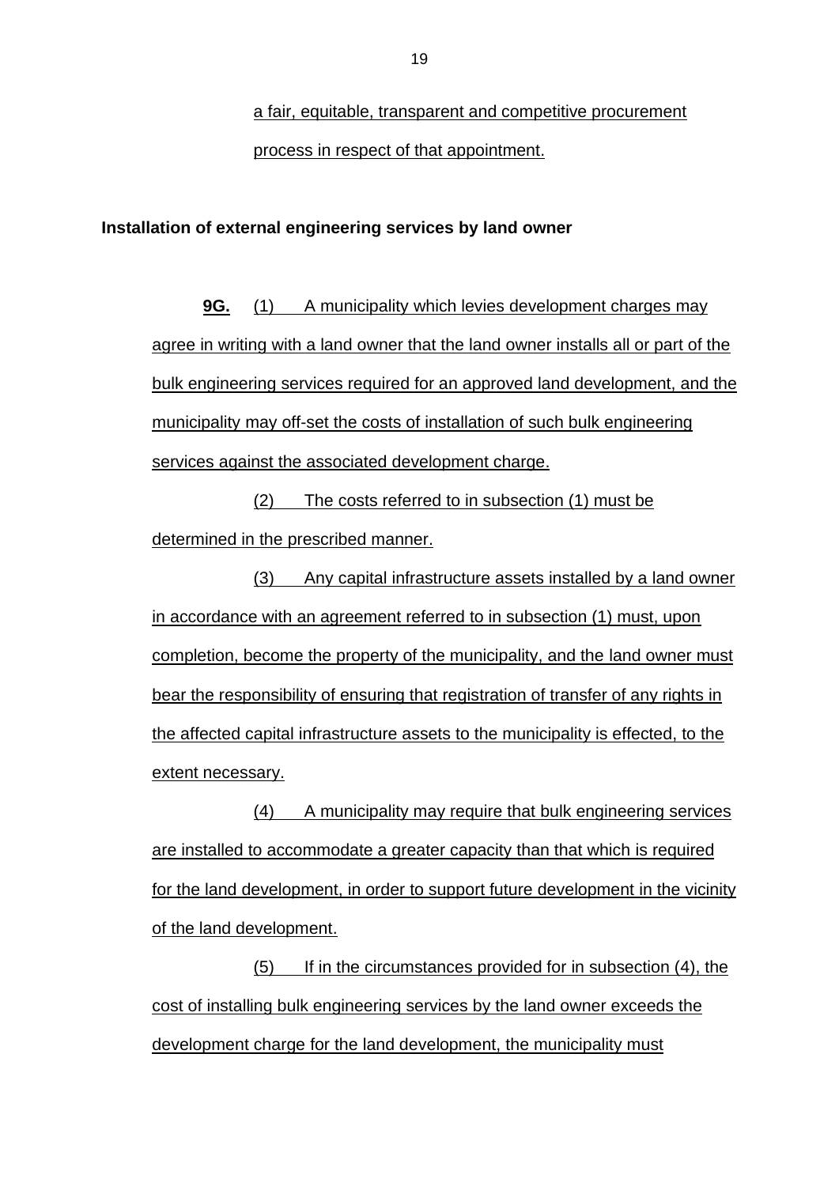a fair, equitable, transparent and competitive procurement process in respect of that appointment.

**Installation of external engineering services by land owner**

**9G.** (1) A municipality which levies development charges may agree in writing with a land owner that the land owner installs all or part of the bulk engineering services required for an approved land development, and the municipality may off-set the costs of installation of such bulk engineering services against the associated development charge.

(2) The costs referred to in subsection (1) must be determined in the prescribed manner.

(3) Any capital infrastructure assets installed by a land owner in accordance with an agreement referred to in subsection (1) must, upon completion, become the property of the municipality, and the land owner must bear the responsibility of ensuring that registration of transfer of any rights in the affected capital infrastructure assets to the municipality is effected, to the extent necessary.

(4) A municipality may require that bulk engineering services are installed to accommodate a greater capacity than that which is required for the land development, in order to support future development in the vicinity of the land development.

(5) If in the circumstances provided for in subsection (4), the cost of installing bulk engineering services by the land owner exceeds the development charge for the land development, the municipality must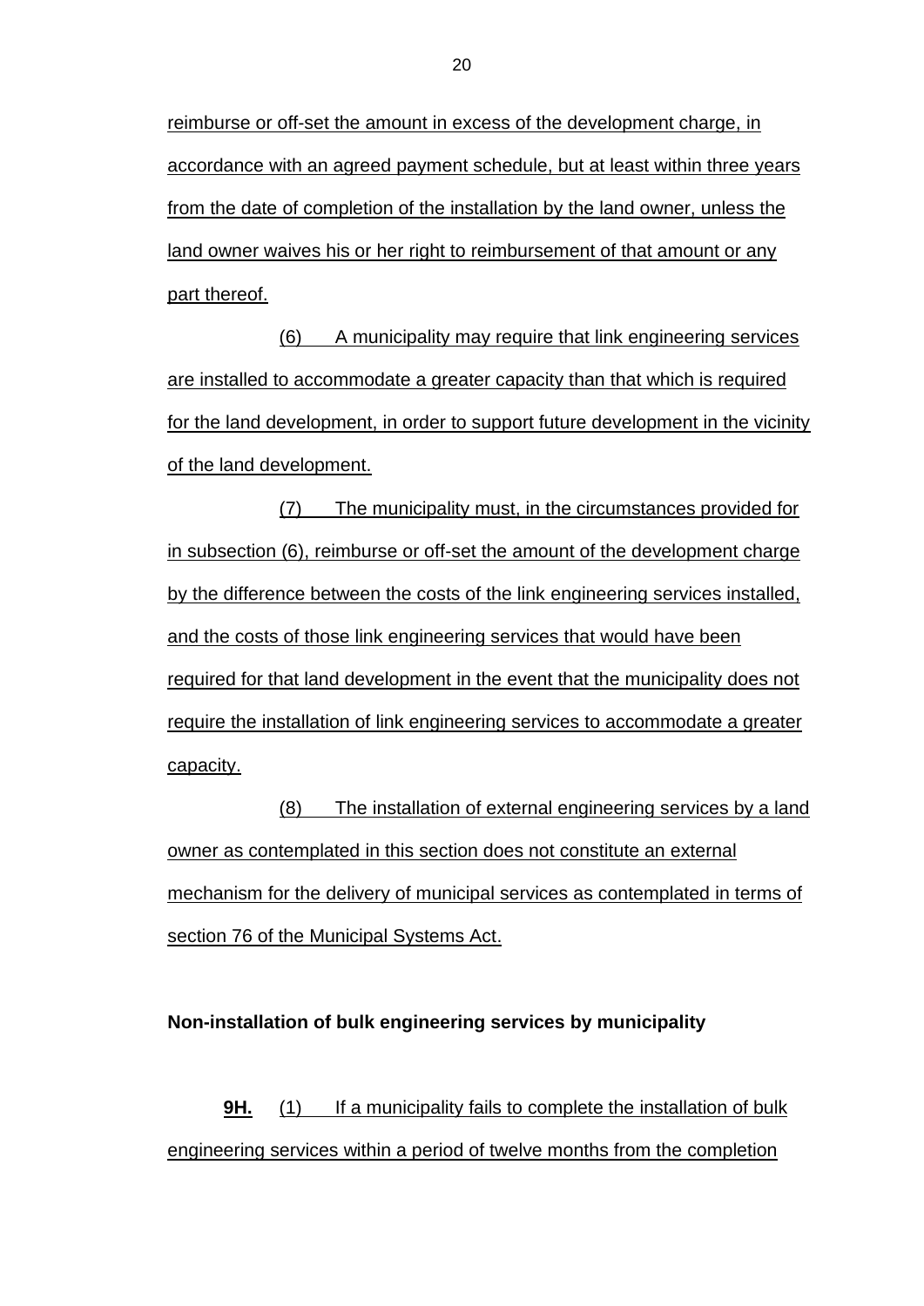reimburse or off-set the amount in excess of the development charge, in accordance with an agreed payment schedule, but at least within three years from the date of completion of the installation by the land owner, unless the land owner waives his or her right to reimbursement of that amount or any part thereof.

(6) A municipality may require that link engineering services are installed to accommodate a greater capacity than that which is required for the land development, in order to support future development in the vicinity of the land development.

(7) The municipality must, in the circumstances provided for in subsection (6), reimburse or off-set the amount of the development charge by the difference between the costs of the link engineering services installed, and the costs of those link engineering services that would have been required for that land development in the event that the municipality does not require the installation of link engineering services to accommodate a greater capacity.

(8) The installation of external engineering services by a land owner as contemplated in this section does not constitute an external mechanism for the delivery of municipal services as contemplated in terms of section 76 of the Municipal Systems Act.

**Non-installation of bulk engineering services by municipality**

**9H.** (1) If a municipality fails to complete the installation of bulk engineering services within a period of twelve months from the completion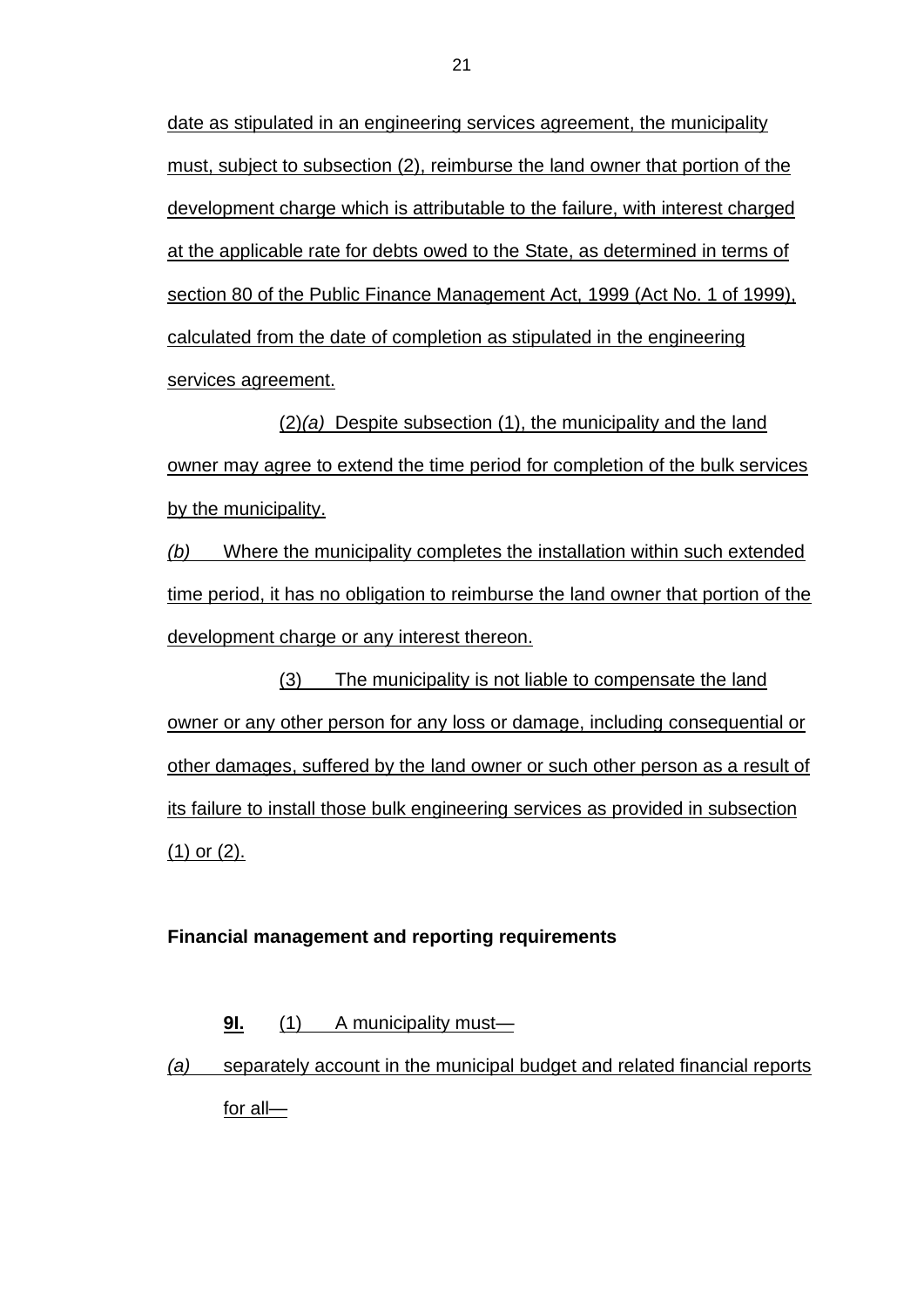date as stipulated in an engineering services agreement, the municipality must, subject to subsection (2), reimburse the land owner that portion of the development charge which is attributable to the failure, with interest charged at the applicable rate for debts owed to the State, as determined in terms of section 80 of the Public Finance Management Act, 1999 (Act No. 1 of 1999), calculated from the date of completion as stipulated in the engineering services agreement.

(2)*(a)* Despite subsection (1), the municipality and the land owner may agree to extend the time period for completion of the bulk services by the municipality.

*(b)* Where the municipality completes the installation within such extended time period, it has no obligation to reimburse the land owner that portion of the development charge or any interest thereon.

(3) The municipality is not liable to compensate the land owner or any other person for any loss or damage, including consequential or other damages, suffered by the land owner or such other person as a result of its failure to install those bulk engineering services as provided in subsection (1) or (2).

**Financial management and reporting requirements**

**9I.** (1) A municipality must—

*(a)* separately account in the municipal budget and related financial reports for all—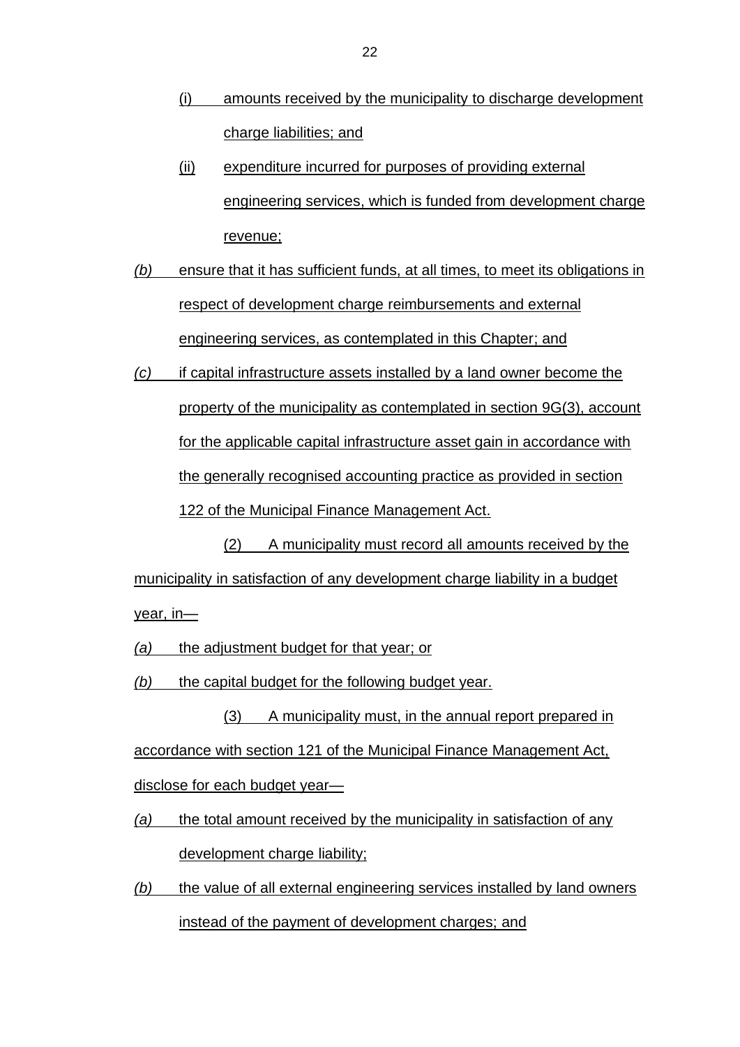(i) amounts received by the municipality to discharge development charge liabilities; and

(ii) expenditure incurred for purposes of providing external engineering services, which is funded from development charge revenue;

*(b)* ensure that it has sufficient funds, at all times, to meet its obligations in respect of development charge reimbursements and external engineering services, as contemplated in this Chapter; and

*(c)* if capital infrastructure assets installed by a land owner become the property of the municipality as contemplated in section 9G(3), account for the applicable capital infrastructure asset gain in accordance with the generally recognised accounting practice as provided in section 122 of the Municipal Finance Management Act.

(2) A municipality must record all amounts received by the municipality in satisfaction of any development charge liability in a budget year, in—

*(a)* the adjustment budget for that year; or

*(b)* the capital budget for the following budget year.

(3) A municipality must, in the annual report prepared in accordance with section 121 of the Municipal Finance Management Act, disclose for each budget year—

*(a)* the total amount received by the municipality in satisfaction of any development charge liability;

*(b)* the value of all external engineering services installed by land owners instead of the payment of development charges; and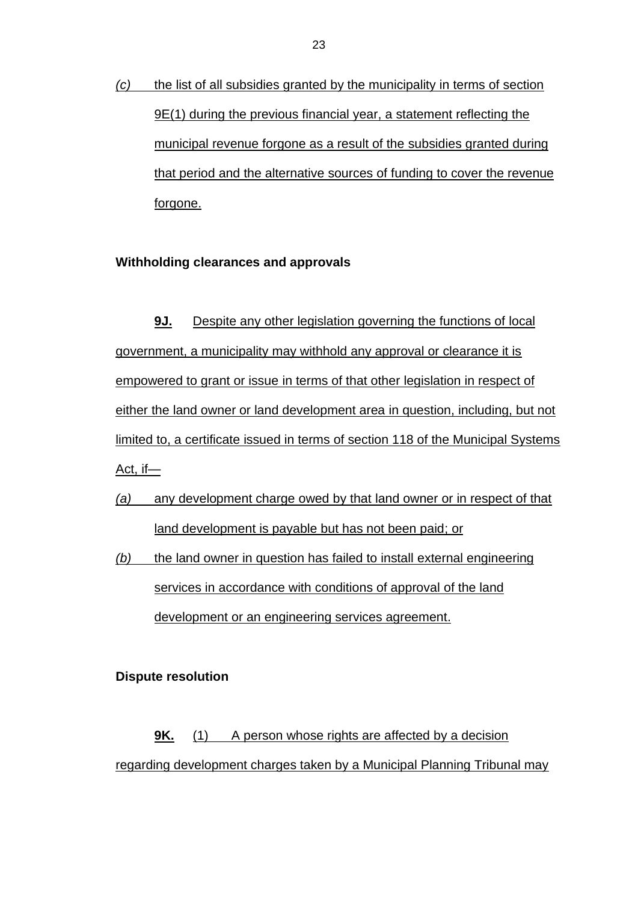*(c)* the list of all subsidies granted by the municipality in terms of section 9E(1) during the previous financial year, a statement reflecting the municipal revenue forgone as a result of the subsidies granted during that period and the alternative sources of funding to cover the revenue forgone.

**Withholding clearances and approvals**

**9J.** Despite any other legislation governing the functions of local government, a municipality may withhold any approval or clearance it is empowered to grant or issue in terms of that other legislation in respect of either the land owner or land development area in question, including, but not limited to, a certificate issued in terms of section 118 of the Municipal Systems Act, if—

*(a)* any development charge owed by that land owner or in respect of that land development is payable but has not been paid; or

*(b)* the land owner in question has failed to install external engineering services in accordance with conditions of approval of the land development or an engineering services agreement.

**Dispute resolution**

**9K.** (1) A person whose rights are affected by a decision regarding development charges taken by a Municipal Planning Tribunal may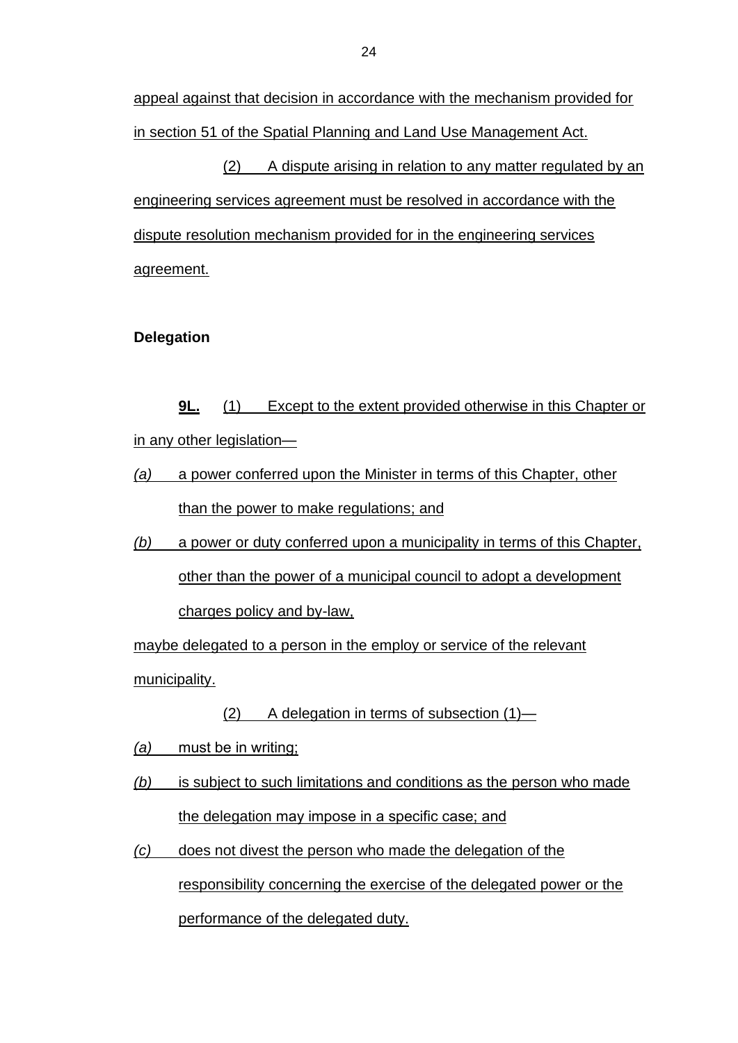appeal against that decision in accordance with the mechanism provided for in section 51 of the Spatial Planning and Land Use Management Act.

(2) A dispute arising in relation to any matter regulated by an engineering services agreement must be resolved in accordance with the dispute resolution mechanism provided for in the engineering services agreement.

**Delegation**

**9L.** (1) Except to the extent provided otherwise in this Chapter or in any other legislation—

*(a)* a power conferred upon the Minister in terms of this Chapter, other than the power to make regulations; and

*(b)* a power or duty conferred upon a municipality in terms of this Chapter, other than the power of a municipal council to adopt a development charges policy and by-law,

maybe delegated to a person in the employ or service of the relevant municipality.

(2) A delegation in terms of subsection (1)—

*(a)* must be in writing;

*(b)* is subject to such limitations and conditions as the person who made the delegation may impose in a specific case; and

*(c)* does not divest the person who made the delegation of the responsibility concerning the exercise of the delegated power or the performance of the delegated duty.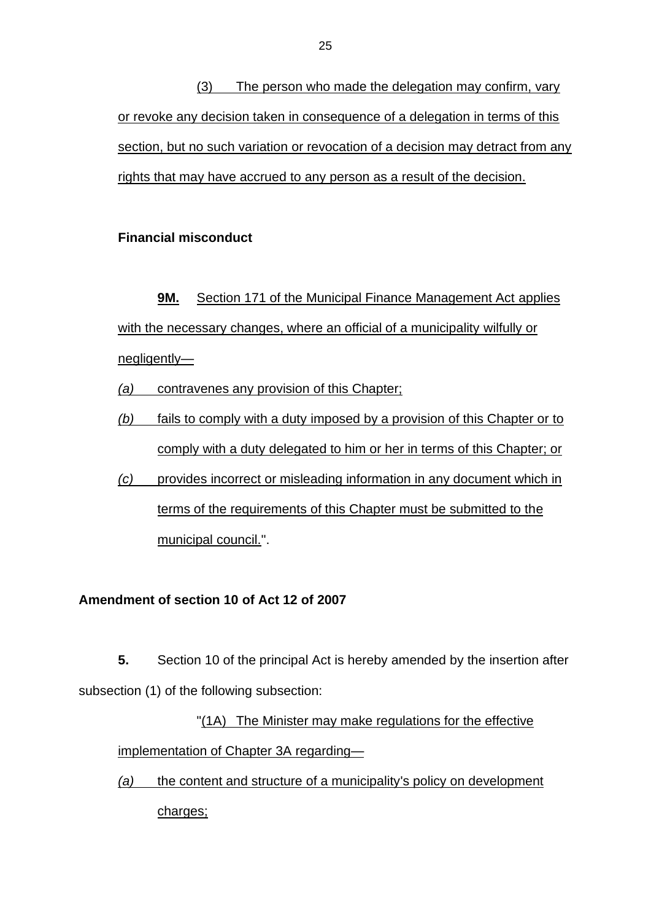(3) The person who made the delegation may confirm, vary or revoke any decision taken in consequence of a delegation in terms of this section, but no such variation or revocation of a decision may detract from any rights that may have accrued to any person as a result of the decision.

**Financial misconduct**

**9M.** Section 171 of the Municipal Finance Management Act applies with the necessary changes, where an official of a municipality wilfully or negligently—

*(a)* contravenes any provision of this Chapter;

*(b)* fails to comply with a duty imposed by a provision of this Chapter or to comply with a duty delegated to him or her in terms of this Chapter; or

*(c)* provides incorrect or misleading information in any document which in terms of the requirements of this Chapter must be submitted to the municipal council.".

**Amendment of section 10 of Act 12 of 2007**

**5.** Section 10 of the principal Act is hereby amended by the insertion after subsection (1) of the following subsection:

"(1A) The Minister may make regulations for the effective implementation of Chapter 3A regarding—

*(a)* the content and structure of a municipality's policy on development charges;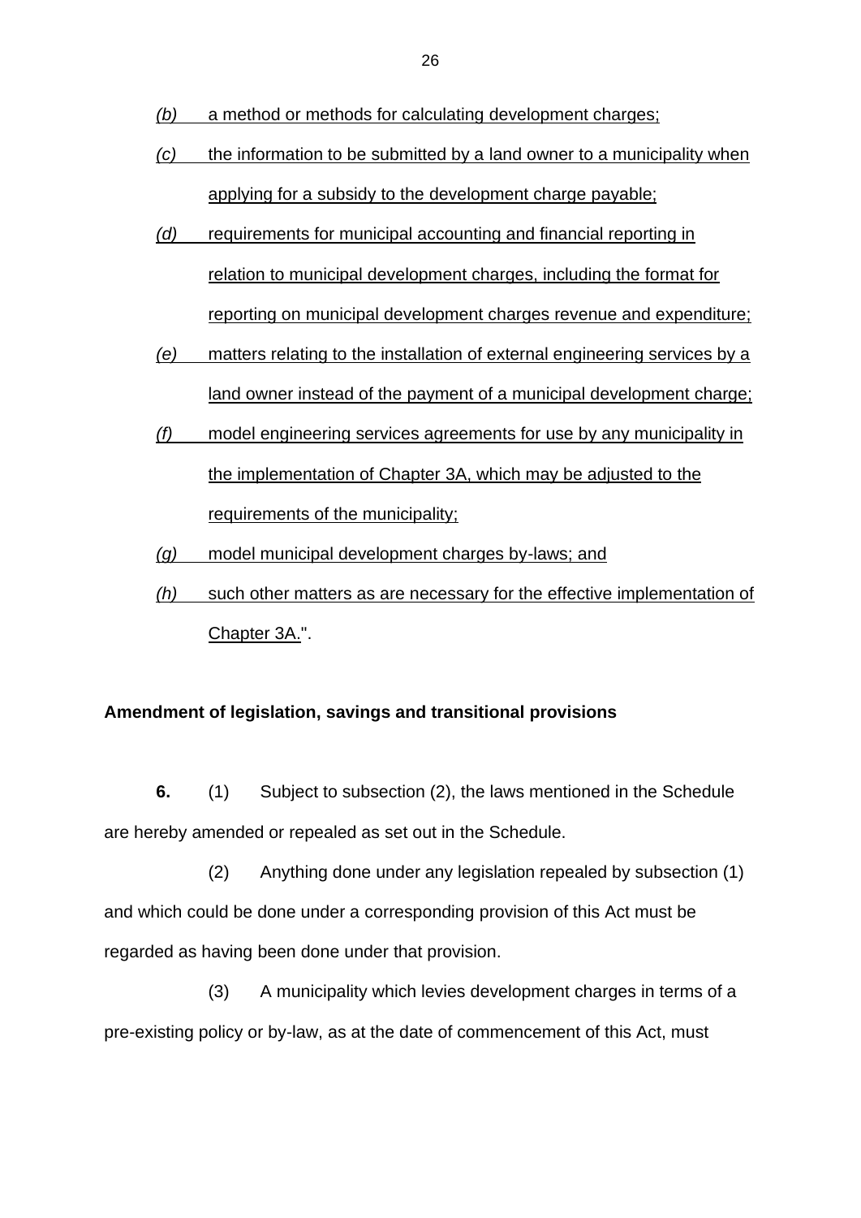*(b)* a method or methods for calculating development charges;

*(c)* the information to be submitted by a land owner to a municipality when applying for a subsidy to the development charge payable;

*(d)* requirements for municipal accounting and financial reporting in relation to municipal development charges, including the format for reporting on municipal development charges revenue and expenditure;

*(e)* matters relating to the installation of external engineering services by a land owner instead of the payment of a municipal development charge;

*(f)* model engineering services agreements for use by any municipality in the implementation of Chapter 3A, which may be adjusted to the requirements of the municipality;

*(g)* model municipal development charges by-laws; and

*(h)* such other matters as are necessary for the effective implementation of Chapter 3A.".

**Amendment of legislation, savings and transitional provisions**

**6.** (1) Subject to subsection (2), the laws mentioned in the Schedule are hereby amended or repealed as set out in the Schedule.

(2) Anything done under any legislation repealed by subsection (1) and which could be done under a corresponding provision of this Act must be regarded as having been done under that provision.

(3) A municipality which levies development charges in terms of a pre-existing policy or by-law, as at the date of commencement of this Act, must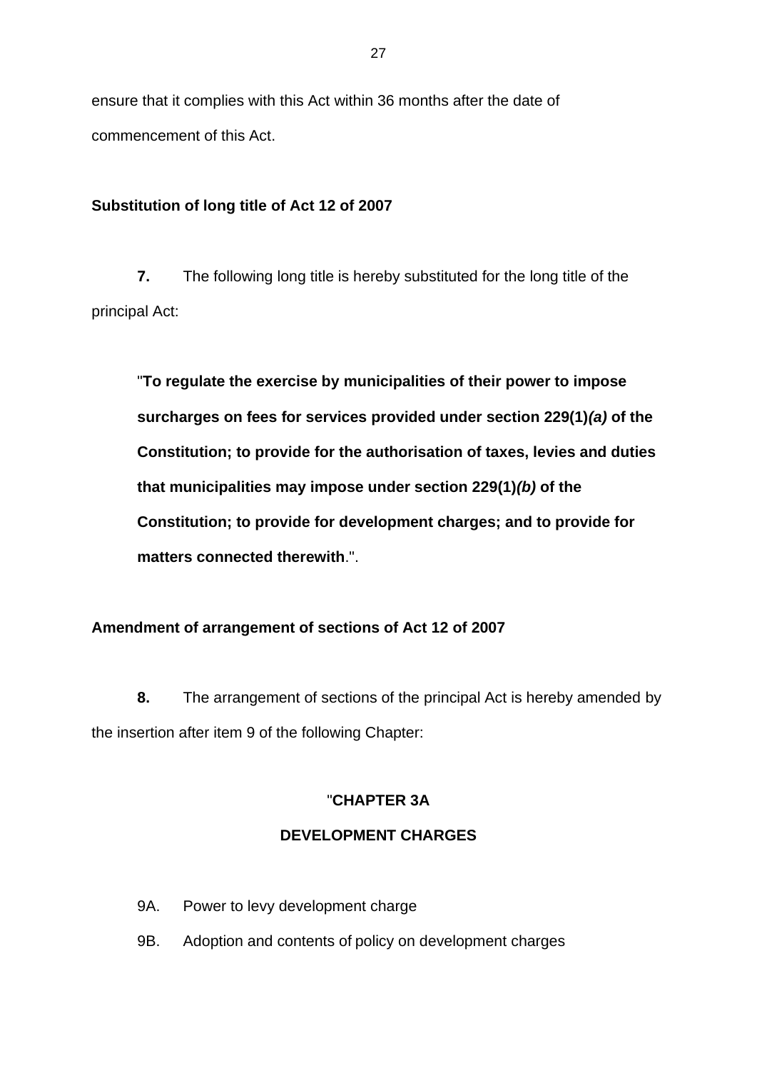ensure that it complies with this Act within 36 months after the date of commencement of this Act.

**Substitution of long title of Act 12 of 2007**

**7.** The following long title is hereby substituted for the long title of the principal Act:

> "**To regulate the exercise by municipalities of their power to impose surcharges on fees for services provided under section 229(1)*(a)* of the Constitution; to provide for the authorisation of taxes, levies and duties that municipalities may impose under section 229(1)*(b)* of the Constitution; to provide for development charges; and to provide for matters connected therewith**.".

**Amendment of arrangement of sections of Act 12 of 2007**

**8.** The arrangement of sections of the principal Act is hereby amended by the insertion after item 9 of the following Chapter:

"**CHAPTER 3A**

**DEVELOPMENT CHARGES**

9A. Power to levy development charge

9B. Adoption and contents of policy on development charges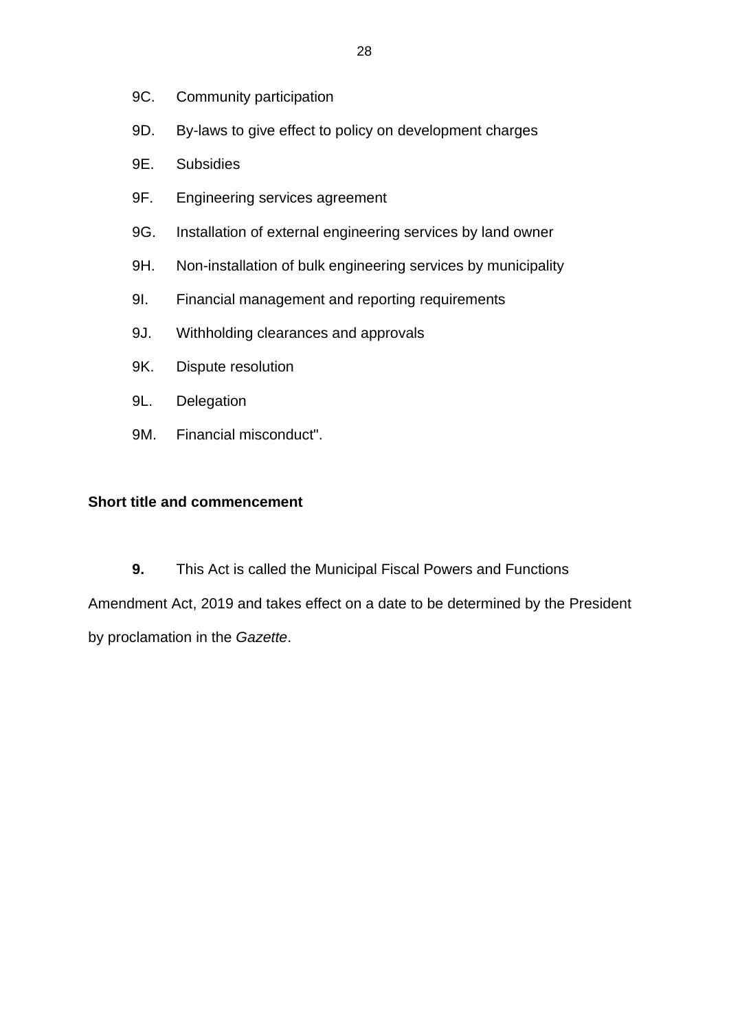9C. Community participation

9D. By-laws to give effect to policy on development charges

9E. Subsidies

9F. Engineering services agreement

9G. Installation of external engineering services by land owner

9H. Non-installation of bulk engineering services by municipality

9I. Financial management and reporting requirements

9J. Withholding clearances and approvals

9K. Dispute resolution

9L. Delegation

9M. Financial misconduct".

**Short title and commencement**

**9.** This Act is called the Municipal Fiscal Powers and Functions Amendment Act, 2019 and takes effect on a date to be determined by the President by proclamation in the *Gazette*.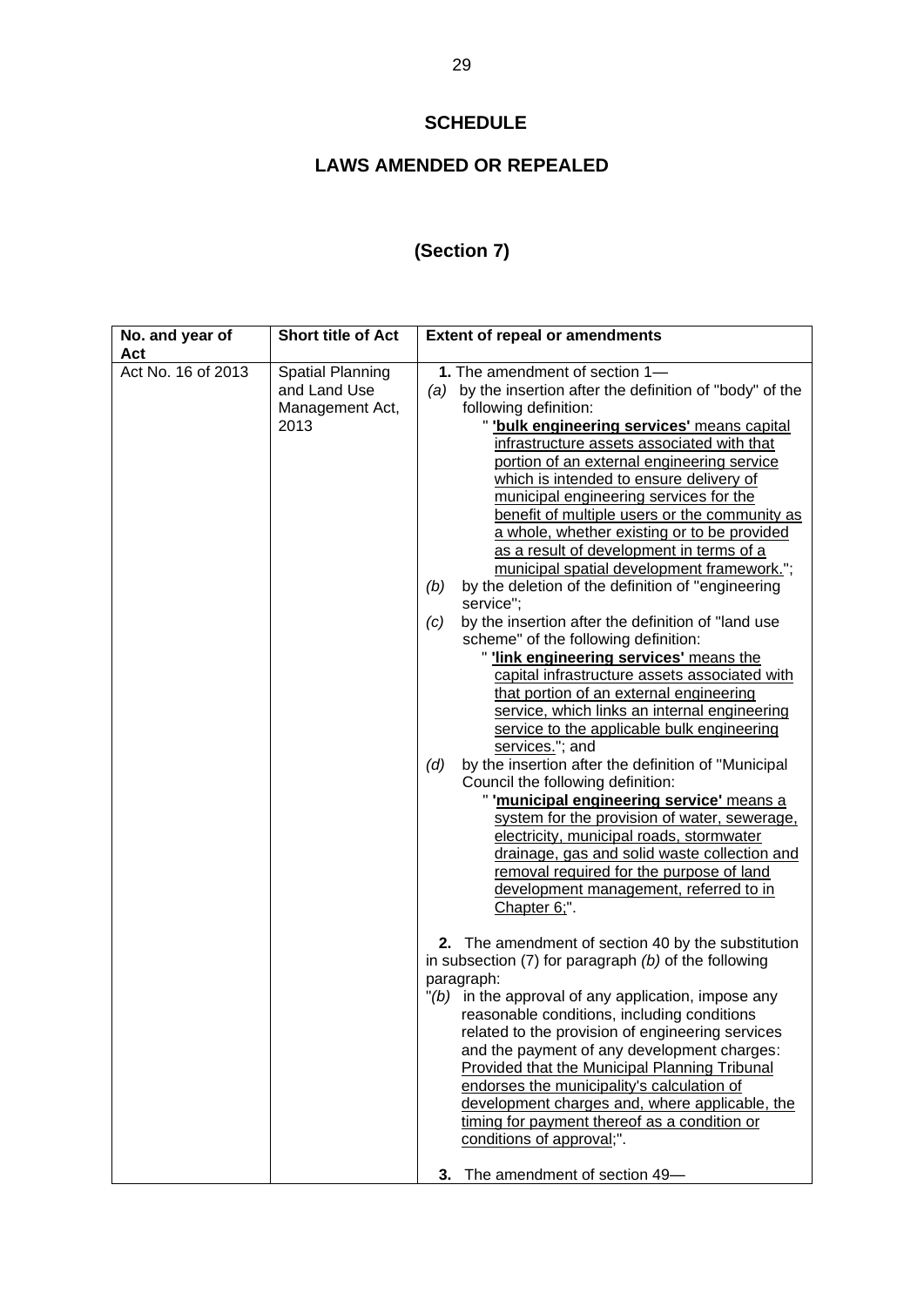# SCHEDULE

## LAWS AMENDED OR REPEALED

## (Section 7)

| No. and year of Act | Short title of Act | Extent of repeal or amendments |
|---|---|---|
| Act No. 16 of 2013 | Spatial Planning and Land Use Management Act, 2013 | **1.** The amendment of section 1— *(a)* by the insertion after the definition of "body" of the following definition: " **'bulk engineering services'** means capital infrastructure assets associated with that portion of an external engineering service which is intended to ensure delivery of municipal engineering services for the benefit of multiple users or the community as a whole, whether existing or to be provided as a result of development in terms of a municipal spatial development framework."; *(b)* by the deletion of the definition of "engineering service"; *(c)* by the insertion after the definition of "land use scheme" of the following definition: " **'link engineering services'** means the capital infrastructure assets associated with that portion of an external engineering service, which links an internal engineering service to the applicable bulk engineering services."; and *(d)* by the insertion after the definition of "Municipal Council the following definition: " **'municipal engineering service'** means a system for the provision of water, sewerage, electricity, municipal roads, stormwater drainage, gas and solid waste collection and removal required for the purpose of land development management, referred to in Chapter 6;". <br><br> **2.** The amendment of section 40 by the substitution in subsection (7) for paragraph *(b)* of the following paragraph: "*(b)* in the approval of any application, impose any reasonable conditions, including conditions related to the provision of engineering services and the payment of any development charges: Provided that the Municipal Planning Tribunal endorses the municipality's calculation of development charges and, where applicable, the timing for payment thereof as a condition or conditions of approval;". <br><br> **3.** The amendment of section 49— |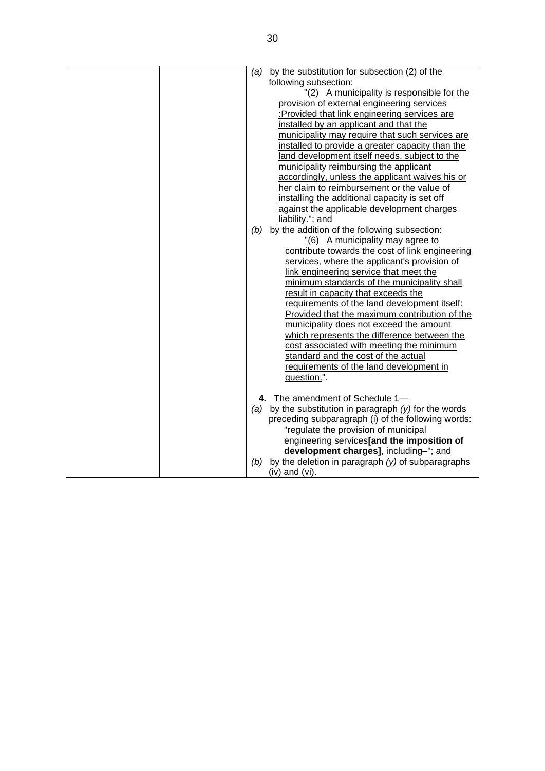| | | (*a*) by the substitution for subsection (2) of the following subsection:<br>"(2) A municipality is responsible for the provision of external engineering services <u>:Provided that link engineering services are installed by an applicant and that the municipality may require that such services are installed to provide a greater capacity than the land development itself needs, subject to the municipality reimbursing the applicant accordingly, unless the applicant waives his or her claim to reimbursement or the value of installing the additional capacity is set off against the applicable development charges liability</u>."; and<br>(*b*) by the addition of the following subsection:<br>"<u>(6) A municipality may agree to contribute towards the cost of link engineering services, where the applicant's provision of link engineering service that meet the minimum standards of the municipality shall result in capacity that exceeds the requirements of the land development itself: Provided that the maximum contribution of the municipality does not exceed the amount which represents the difference between the cost associated with meeting the minimum standard and the cost of the actual requirements of the land development in question.</u>".<br><br>**4.** The amendment of Schedule 1—<br>(*a*) by the substitution in paragraph *(y)* for the words preceding subparagraph (i) of the following words:<br>"regulate the provision of municipal engineering services**[and the imposition of development charges]**, including–"; and<br>(*b*) by the deletion in paragraph *(y)* of subparagraphs (iv) and (vi). |
|---|---|---|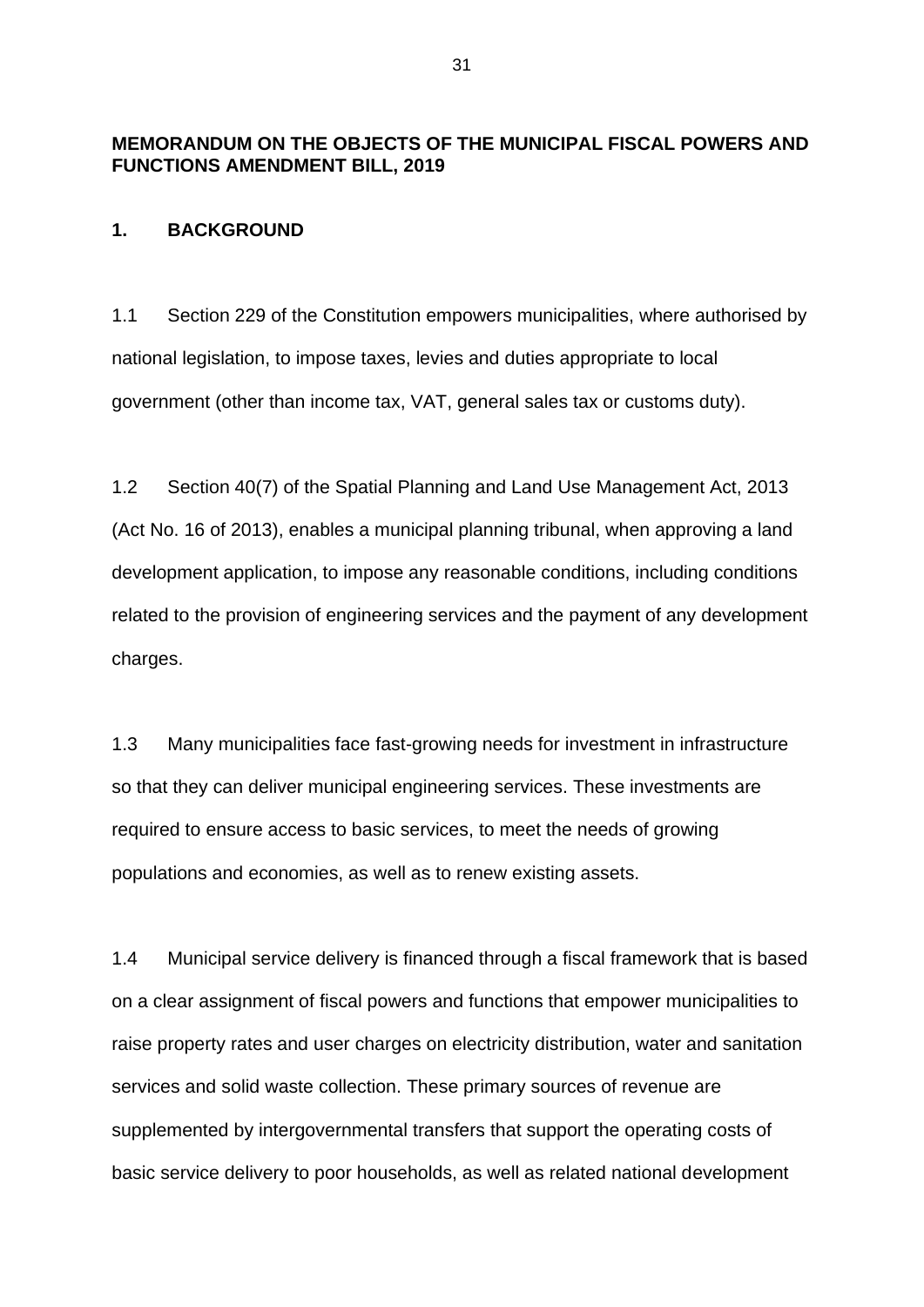**MEMORANDUM ON THE OBJECTS OF THE MUNICIPAL FISCAL POWERS AND FUNCTIONS AMENDMENT BILL, 2019**

**1. BACKGROUND**

1.1 Section 229 of the Constitution empowers municipalities, where authorised by national legislation, to impose taxes, levies and duties appropriate to local government (other than income tax, VAT, general sales tax or customs duty).

1.2 Section 40(7) of the Spatial Planning and Land Use Management Act, 2013 (Act No. 16 of 2013), enables a municipal planning tribunal, when approving a land development application, to impose any reasonable conditions, including conditions related to the provision of engineering services and the payment of any development charges.

1.3 Many municipalities face fast-growing needs for investment in infrastructure so that they can deliver municipal engineering services. These investments are required to ensure access to basic services, to meet the needs of growing populations and economies, as well as to renew existing assets.

1.4 Municipal service delivery is financed through a fiscal framework that is based on a clear assignment of fiscal powers and functions that empower municipalities to raise property rates and user charges on electricity distribution, water and sanitation services and solid waste collection. These primary sources of revenue are supplemented by intergovernmental transfers that support the operating costs of basic service delivery to poor households, as well as related national development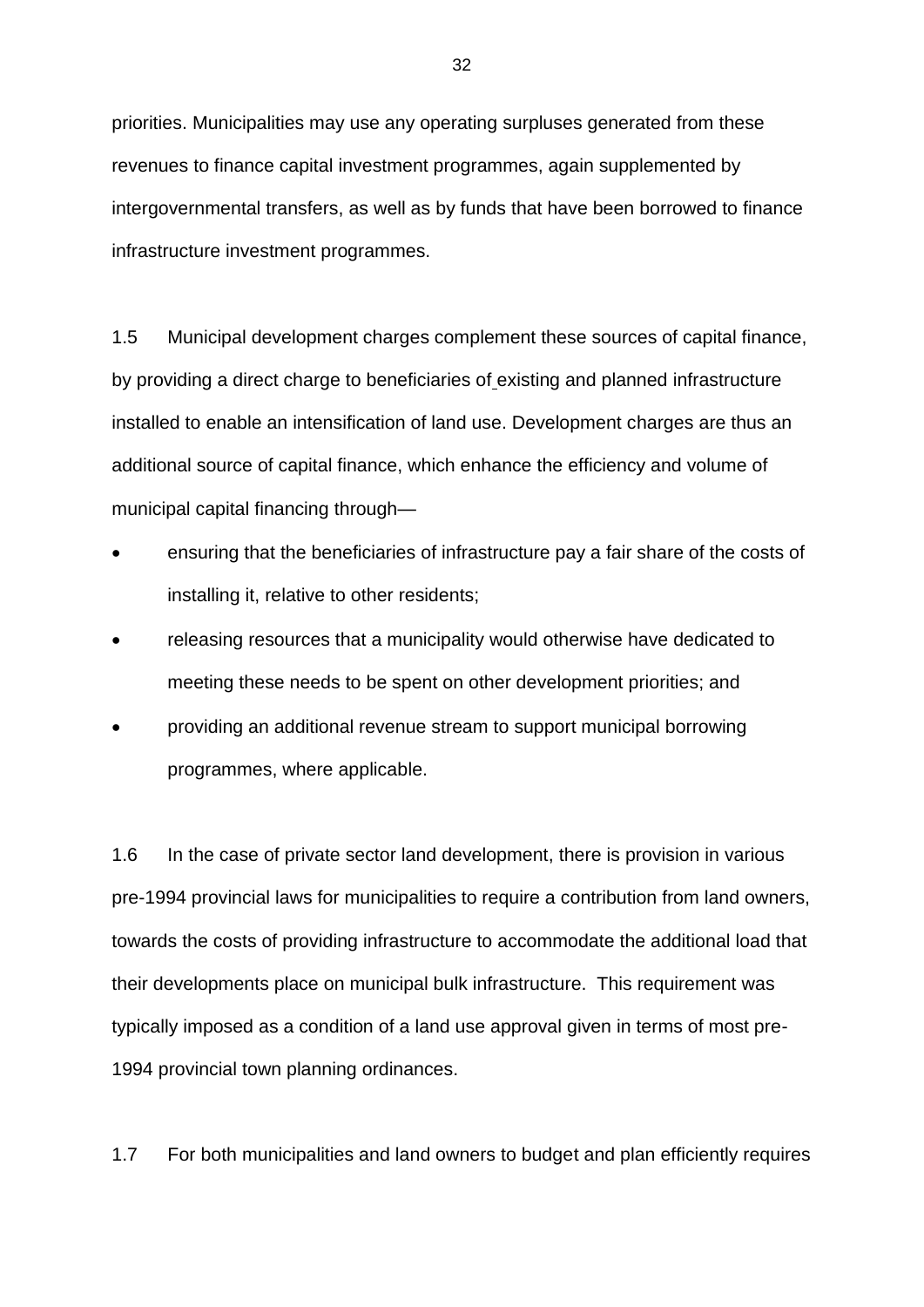priorities. Municipalities may use any operating surpluses generated from these revenues to finance capital investment programmes, again supplemented by intergovernmental transfers, as well as by funds that have been borrowed to finance infrastructure investment programmes.

1.5 Municipal development charges complement these sources of capital finance, by providing a direct charge to beneficiaries of existing and planned infrastructure installed to enable an intensification of land use. Development charges are thus an additional source of capital finance, which enhance the efficiency and volume of municipal capital financing through—

- ensuring that the beneficiaries of infrastructure pay a fair share of the costs of installing it, relative to other residents;
- releasing resources that a municipality would otherwise have dedicated to meeting these needs to be spent on other development priorities; and
- providing an additional revenue stream to support municipal borrowing programmes, where applicable.

1.6 In the case of private sector land development, there is provision in various pre-1994 provincial laws for municipalities to require a contribution from land owners, towards the costs of providing infrastructure to accommodate the additional load that their developments place on municipal bulk infrastructure. This requirement was typically imposed as a condition of a land use approval given in terms of most pre-1994 provincial town planning ordinances.

1.7 For both municipalities and land owners to budget and plan efficiently requires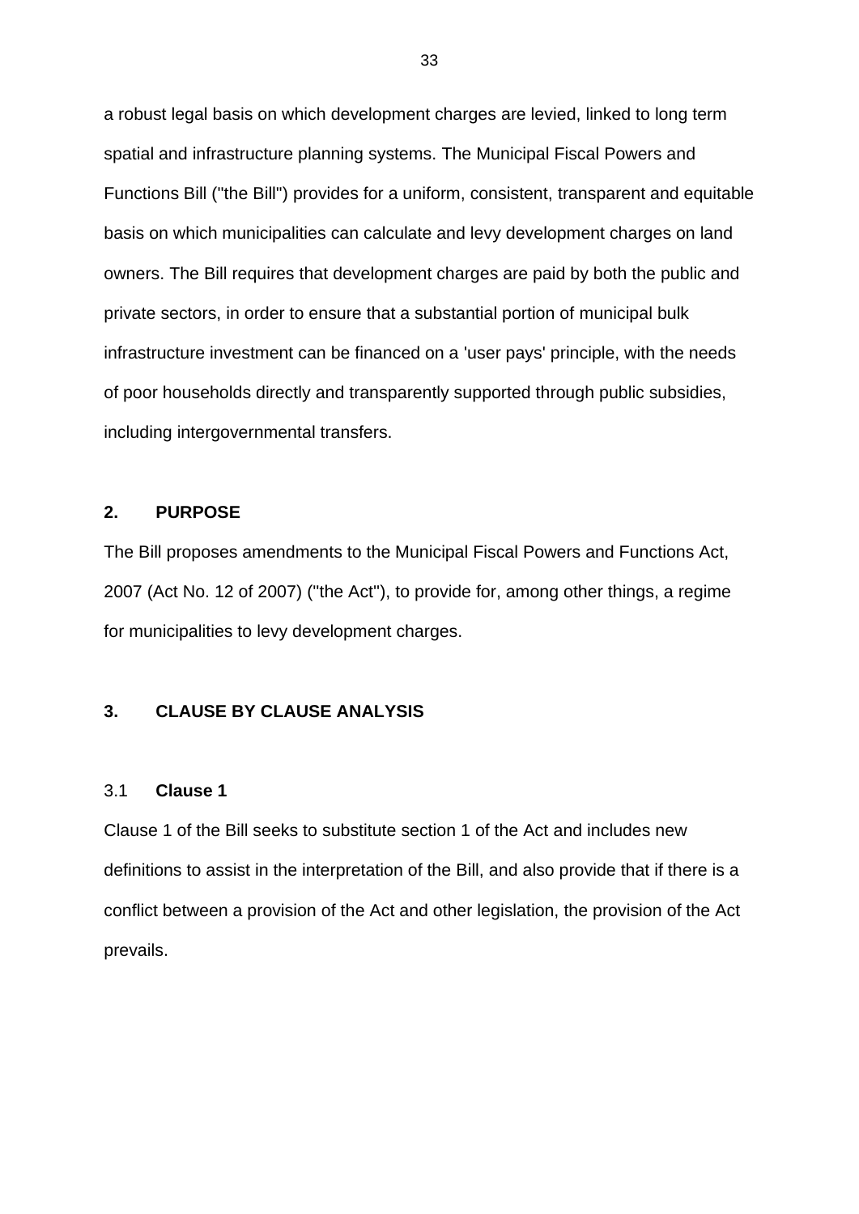a robust legal basis on which development charges are levied, linked to long term spatial and infrastructure planning systems. The Municipal Fiscal Powers and Functions Bill ("the Bill") provides for a uniform, consistent, transparent and equitable basis on which municipalities can calculate and levy development charges on land owners. The Bill requires that development charges are paid by both the public and private sectors, in order to ensure that a substantial portion of municipal bulk infrastructure investment can be financed on a 'user pays' principle, with the needs of poor households directly and transparently supported through public subsidies, including intergovernmental transfers.

## 2. PURPOSE

The Bill proposes amendments to the Municipal Fiscal Powers and Functions Act, 2007 (Act No. 12 of 2007) ("the Act"), to provide for, among other things, a regime for municipalities to levy development charges.

## 3. CLAUSE BY CLAUSE ANALYSIS

### 3.1 Clause 1

Clause 1 of the Bill seeks to substitute section 1 of the Act and includes new definitions to assist in the interpretation of the Bill, and also provide that if there is a conflict between a provision of the Act and other legislation, the provision of the Act prevails.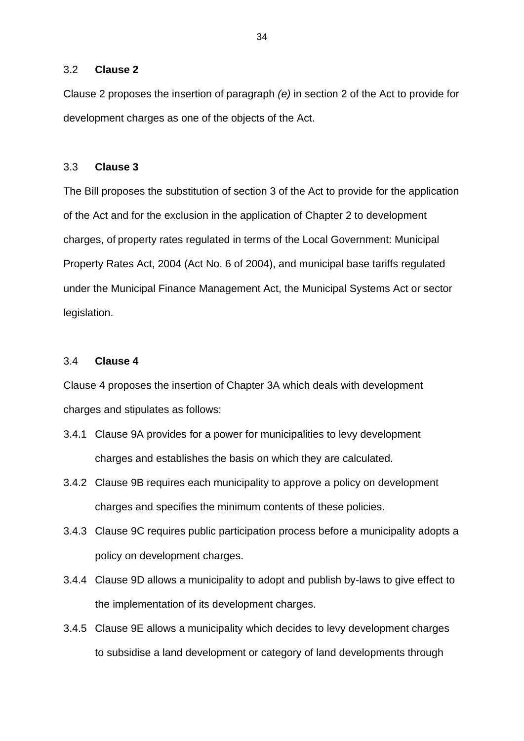### 3.2 **Clause 2**

Clause 2 proposes the insertion of paragraph *(e)* in section 2 of the Act to provide for development charges as one of the objects of the Act.

### 3.3 **Clause 3**

The Bill proposes the substitution of section 3 of the Act to provide for the application of the Act and for the exclusion in the application of Chapter 2 to development charges, of property rates regulated in terms of the Local Government: Municipal Property Rates Act, 2004 (Act No. 6 of 2004), and municipal base tariffs regulated under the Municipal Finance Management Act, the Municipal Systems Act or sector legislation.

### 3.4 **Clause 4**

Clause 4 proposes the insertion of Chapter 3A which deals with development charges and stipulates as follows:

3.4.1 Clause 9A provides for a power for municipalities to levy development charges and establishes the basis on which they are calculated.

3.4.2 Clause 9B requires each municipality to approve a policy on development charges and specifies the minimum contents of these policies.

3.4.3 Clause 9C requires public participation process before a municipality adopts a policy on development charges.

3.4.4 Clause 9D allows a municipality to adopt and publish by-laws to give effect to the implementation of its development charges.

3.4.5 Clause 9E allows a municipality which decides to levy development charges to subsidise a land development or category of land developments through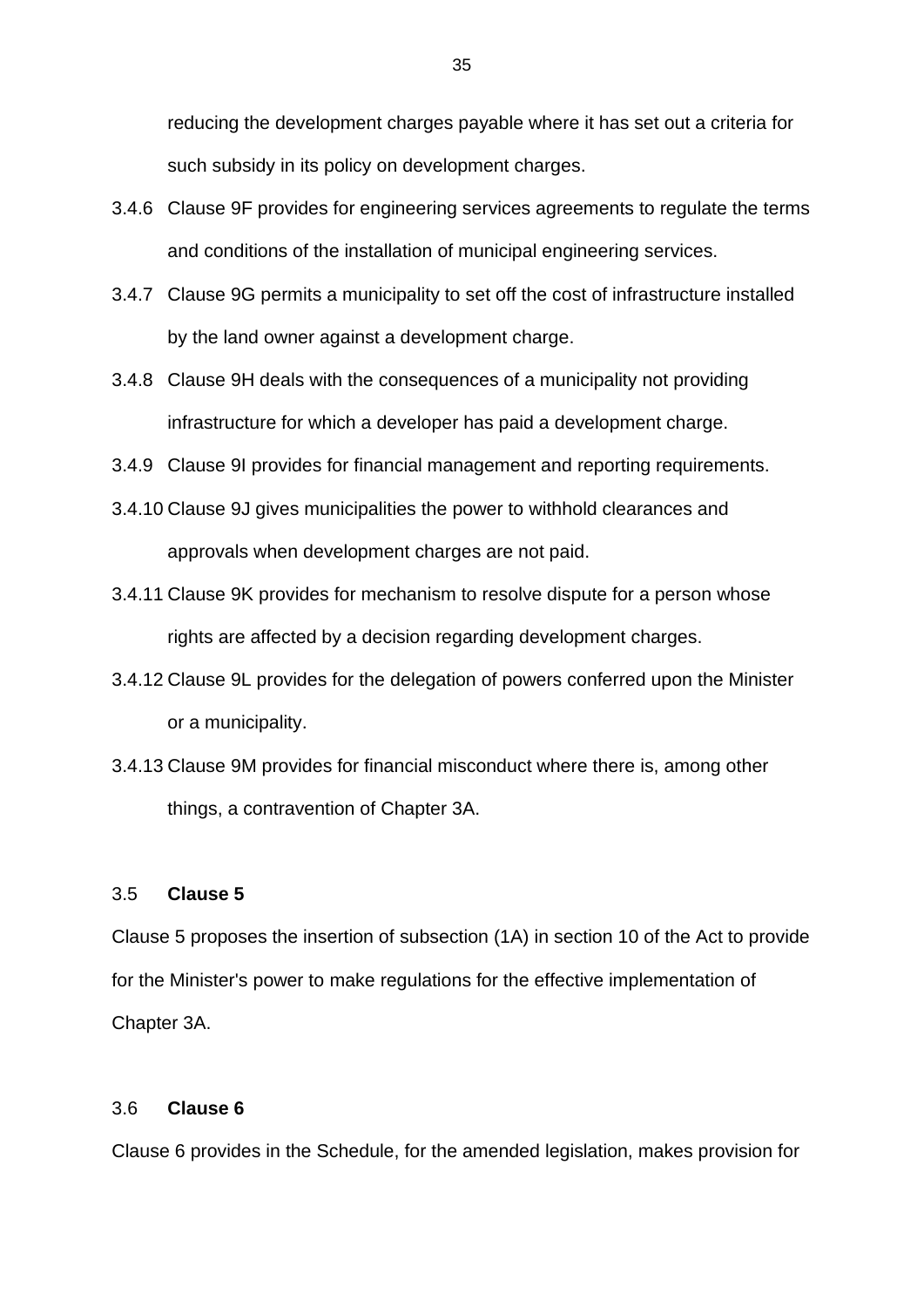reducing the development charges payable where it has set out a criteria for such subsidy in its policy on development charges.

3.4.6 Clause 9F provides for engineering services agreements to regulate the terms and conditions of the installation of municipal engineering services.

3.4.7 Clause 9G permits a municipality to set off the cost of infrastructure installed by the land owner against a development charge.

3.4.8 Clause 9H deals with the consequences of a municipality not providing infrastructure for which a developer has paid a development charge.

3.4.9 Clause 9I provides for financial management and reporting requirements.

3.4.10 Clause 9J gives municipalities the power to withhold clearances and approvals when development charges are not paid.

3.4.11 Clause 9K provides for mechanism to resolve dispute for a person whose rights are affected by a decision regarding development charges.

3.4.12 Clause 9L provides for the delegation of powers conferred upon the Minister or a municipality.

3.4.13 Clause 9M provides for financial misconduct where there is, among other things, a contravention of Chapter 3A.

### 3.5 **Clause 5**

Clause 5 proposes the insertion of subsection (1A) in section 10 of the Act to provide for the Minister's power to make regulations for the effective implementation of Chapter 3A.

### 3.6 **Clause 6**

Clause 6 provides in the Schedule, for the amended legislation, makes provision for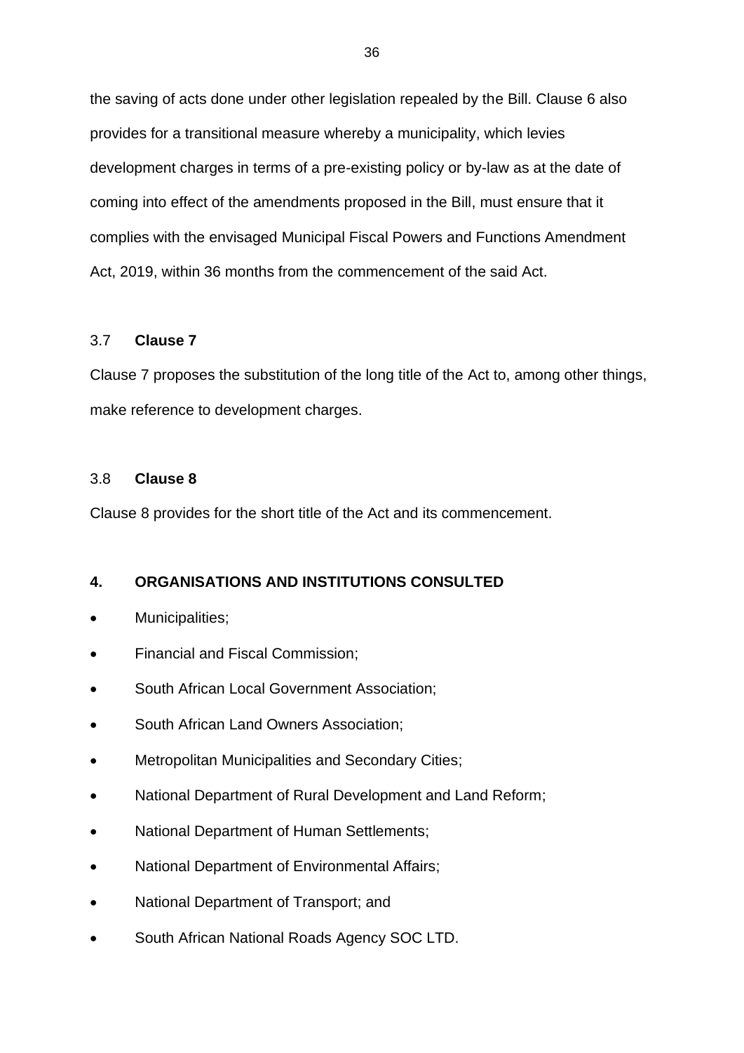the saving of acts done under other legislation repealed by the Bill. Clause 6 also provides for a transitional measure whereby a municipality, which levies development charges in terms of a pre-existing policy or by-law as at the date of coming into effect of the amendments proposed in the Bill, must ensure that it complies with the envisaged Municipal Fiscal Powers and Functions Amendment Act, 2019, within 36 months from the commencement of the said Act.

### 3.7 **Clause 7**

Clause 7 proposes the substitution of the long title of the Act to, among other things, make reference to development charges.

### 3.8 **Clause 8**

Clause 8 provides for the short title of the Act and its commencement.

## 4. ORGANISATIONS AND INSTITUTIONS CONSULTED

- Municipalities;
- Financial and Fiscal Commission;
- South African Local Government Association;
- South African Land Owners Association;
- Metropolitan Municipalities and Secondary Cities;
- National Department of Rural Development and Land Reform;
- National Department of Human Settlements;
- National Department of Environmental Affairs;
- National Department of Transport; and
- South African National Roads Agency SOC LTD.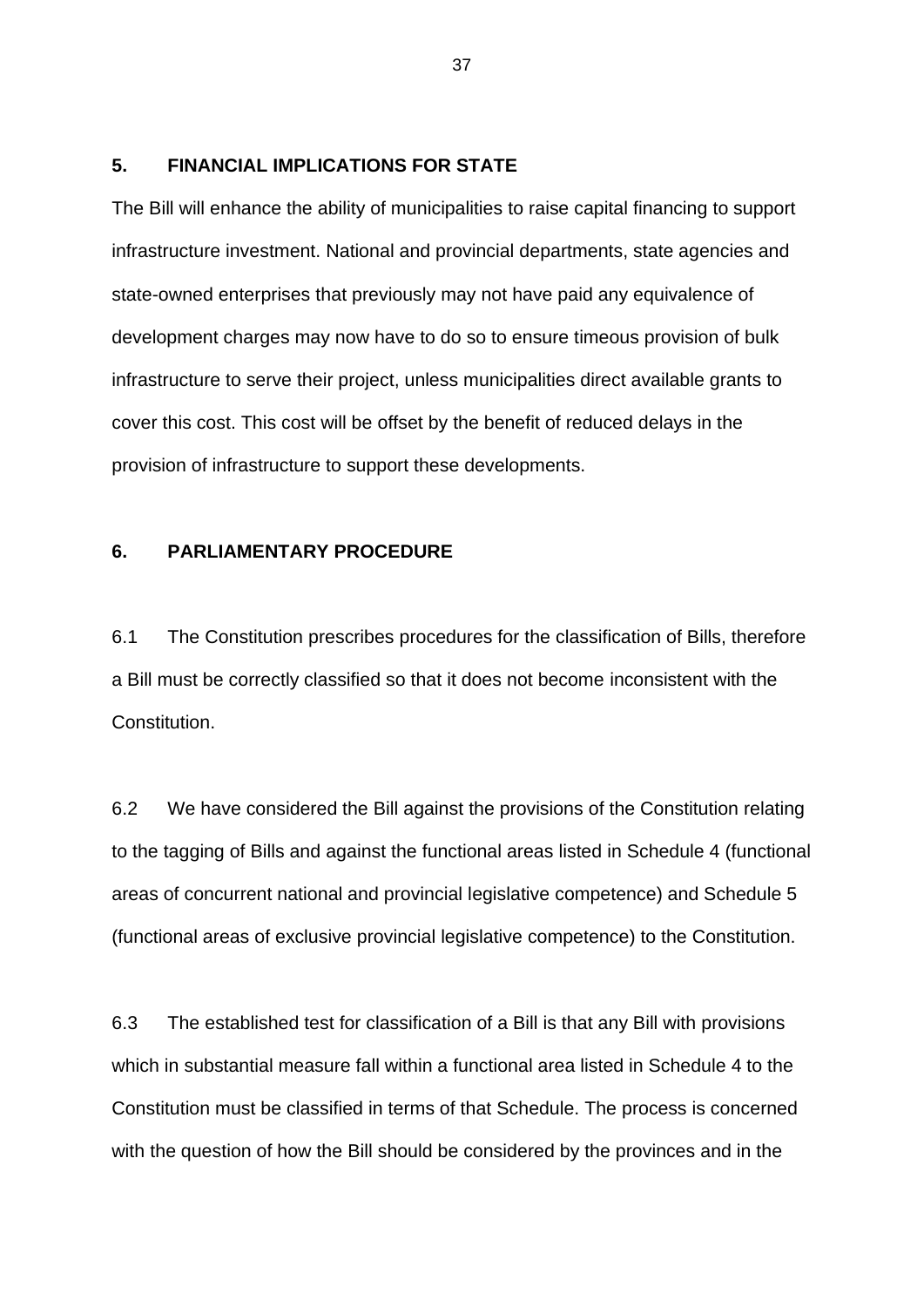## 5. FINANCIAL IMPLICATIONS FOR STATE

The Bill will enhance the ability of municipalities to raise capital financing to support infrastructure investment. National and provincial departments, state agencies and state-owned enterprises that previously may not have paid any equivalence of development charges may now have to do so to ensure timeous provision of bulk infrastructure to serve their project, unless municipalities direct available grants to cover this cost. This cost will be offset by the benefit of reduced delays in the provision of infrastructure to support these developments.

## 6. PARLIAMENTARY PROCEDURE

6.1 The Constitution prescribes procedures for the classification of Bills, therefore a Bill must be correctly classified so that it does not become inconsistent with the Constitution.

6.2 We have considered the Bill against the provisions of the Constitution relating to the tagging of Bills and against the functional areas listed in Schedule 4 (functional areas of concurrent national and provincial legislative competence) and Schedule 5 (functional areas of exclusive provincial legislative competence) to the Constitution.

6.3 The established test for classification of a Bill is that any Bill with provisions which in substantial measure fall within a functional area listed in Schedule 4 to the Constitution must be classified in terms of that Schedule. The process is concerned with the question of how the Bill should be considered by the provinces and in the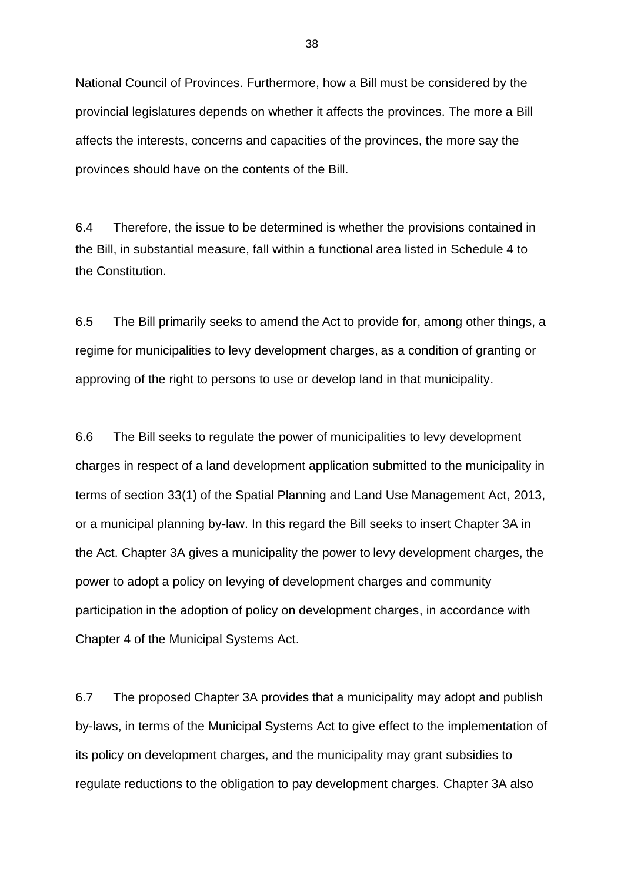National Council of Provinces. Furthermore, how a Bill must be considered by the provincial legislatures depends on whether it affects the provinces. The more a Bill affects the interests, concerns and capacities of the provinces, the more say the provinces should have on the contents of the Bill.

6.4 Therefore, the issue to be determined is whether the provisions contained in the Bill, in substantial measure, fall within a functional area listed in Schedule 4 to the Constitution.

6.5 The Bill primarily seeks to amend the Act to provide for, among other things, a regime for municipalities to levy development charges, as a condition of granting or approving of the right to persons to use or develop land in that municipality.

6.6 The Bill seeks to regulate the power of municipalities to levy development charges in respect of a land development application submitted to the municipality in terms of section 33(1) of the Spatial Planning and Land Use Management Act, 2013, or a municipal planning by-law. In this regard the Bill seeks to insert Chapter 3A in the Act. Chapter 3A gives a municipality the power to levy development charges, the power to adopt a policy on levying of development charges and community participation in the adoption of policy on development charges, in accordance with Chapter 4 of the Municipal Systems Act.

6.7 The proposed Chapter 3A provides that a municipality may adopt and publish by-laws, in terms of the Municipal Systems Act to give effect to the implementation of its policy on development charges, and the municipality may grant subsidies to regulate reductions to the obligation to pay development charges. Chapter 3A also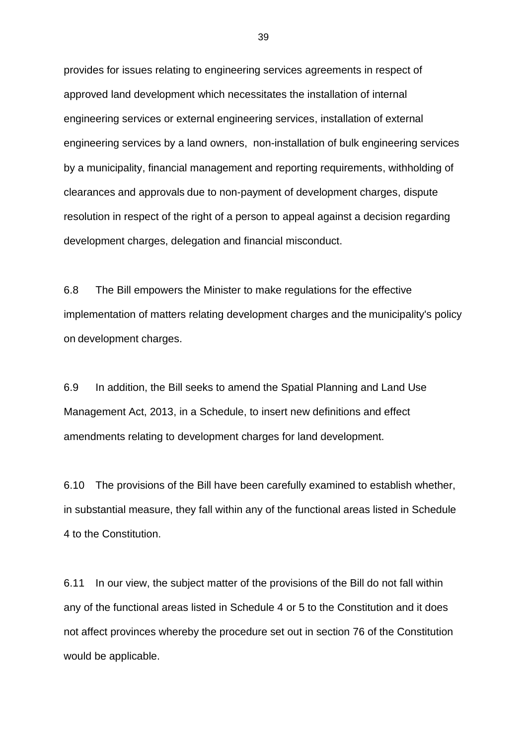provides for issues relating to engineering services agreements in respect of approved land development which necessitates the installation of internal engineering services or external engineering services, installation of external engineering services by a land owners, non-installation of bulk engineering services by a municipality, financial management and reporting requirements, withholding of clearances and approvals due to non-payment of development charges, dispute resolution in respect of the right of a person to appeal against a decision regarding development charges, delegation and financial misconduct.

6.8 The Bill empowers the Minister to make regulations for the effective implementation of matters relating development charges and the municipality's policy on development charges.

6.9 In addition, the Bill seeks to amend the Spatial Planning and Land Use Management Act, 2013, in a Schedule, to insert new definitions and effect amendments relating to development charges for land development.

6.10 The provisions of the Bill have been carefully examined to establish whether, in substantial measure, they fall within any of the functional areas listed in Schedule 4 to the Constitution.

6.11 In our view, the subject matter of the provisions of the Bill do not fall within any of the functional areas listed in Schedule 4 or 5 to the Constitution and it does not affect provinces whereby the procedure set out in section 76 of the Constitution would be applicable.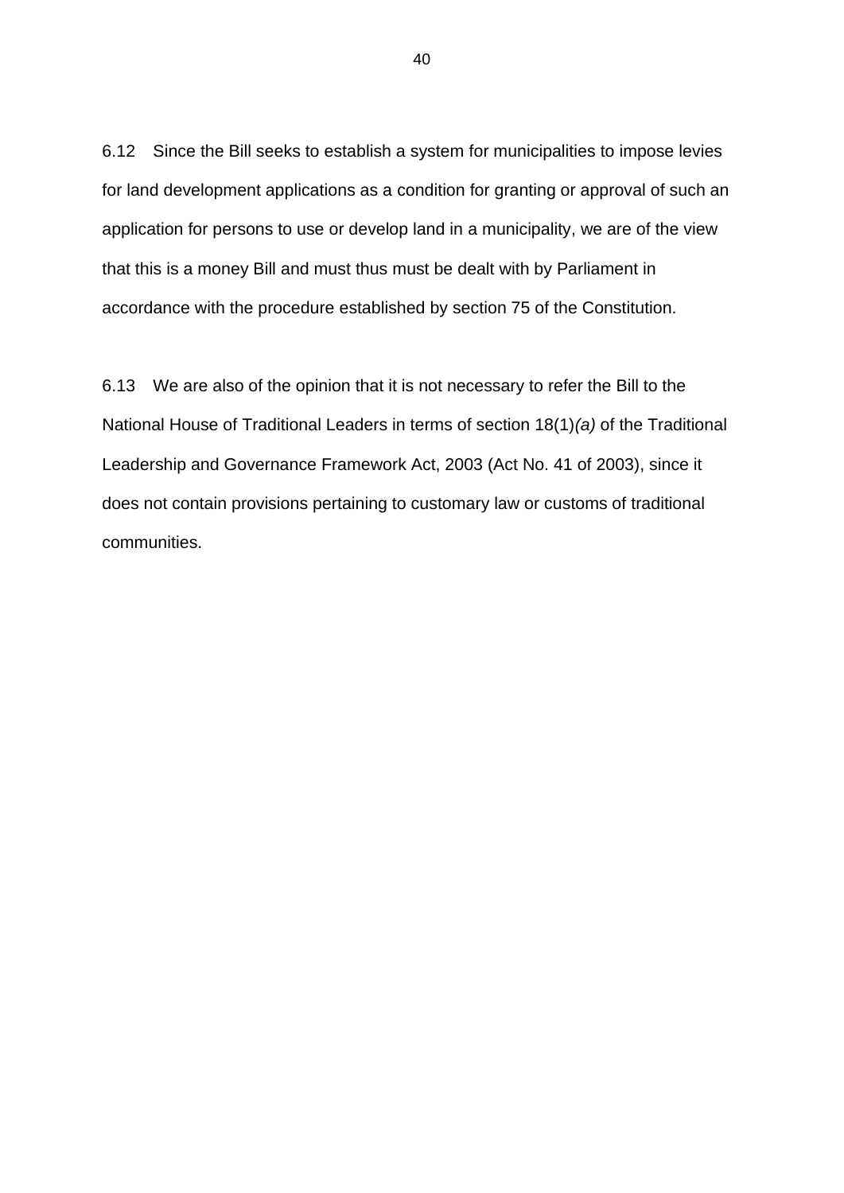6.12 Since the Bill seeks to establish a system for municipalities to impose levies for land development applications as a condition for granting or approval of such an application for persons to use or develop land in a municipality, we are of the view that this is a money Bill and must thus must be dealt with by Parliament in accordance with the procedure established by section 75 of the Constitution.

6.13 We are also of the opinion that it is not necessary to refer the Bill to the National House of Traditional Leaders in terms of section 18(1)*(a)* of the Traditional Leadership and Governance Framework Act, 2003 (Act No. 41 of 2003), since it does not contain provisions pertaining to customary law or customs of traditional communities.